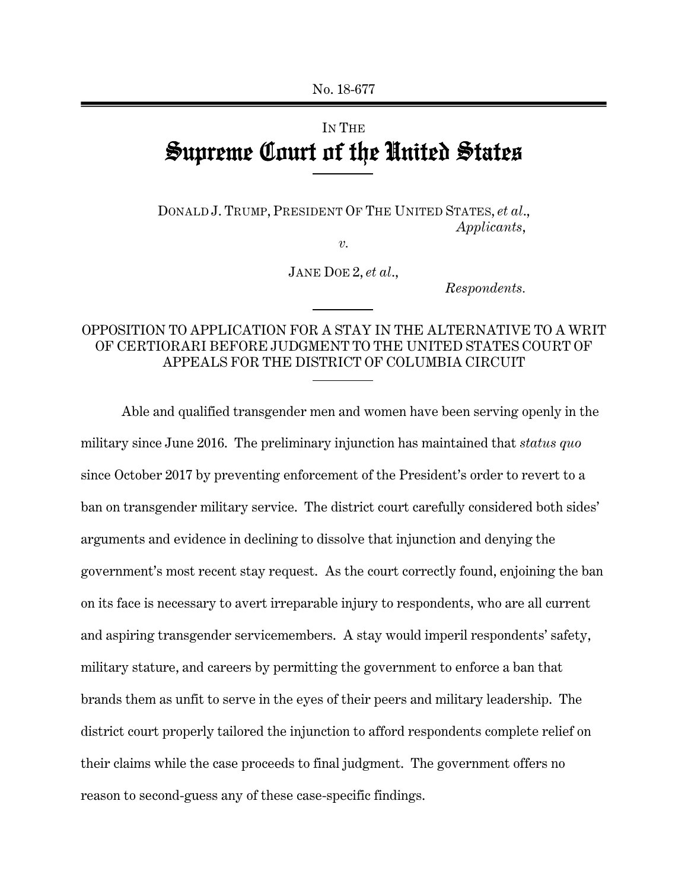No. 18-677

IN THE

# Supreme Court of the United States

DONALD J. TRUMP, PRESIDENT OF THE UNITED STATES, *et al.*,
*Applicants*,

*v.*

JANE DOE 2, *et al.*,
*Respondents.*

## OPPOSITION TO APPLICATION FOR A STAY IN THE ALTERNATIVE TO A WRIT OF CERTIORARI BEFORE JUDGMENT TO THE UNITED STATES COURT OF APPEALS FOR THE DISTRICT OF COLUMBIA CIRCUIT

Able and qualified transgender men and women have been serving openly in the military since June 2016. The preliminary injunction has maintained that *status quo* since October 2017 by preventing enforcement of the President's order to revert to a ban on transgender military service. The district court carefully considered both sides' arguments and evidence in declining to dissolve that injunction and denying the government's most recent stay request. As the court correctly found, enjoining the ban on its face is necessary to avert irreparable injury to respondents, who are all current and aspiring transgender servicemembers. A stay would imperil respondents' safety, military stature, and careers by permitting the government to enforce a ban that brands them as unfit to serve in the eyes of their peers and military leadership. The district court properly tailored the injunction to afford respondents complete relief on their claims while the case proceeds to final judgment. The government offers no reason to second-guess any of these case-specific findings.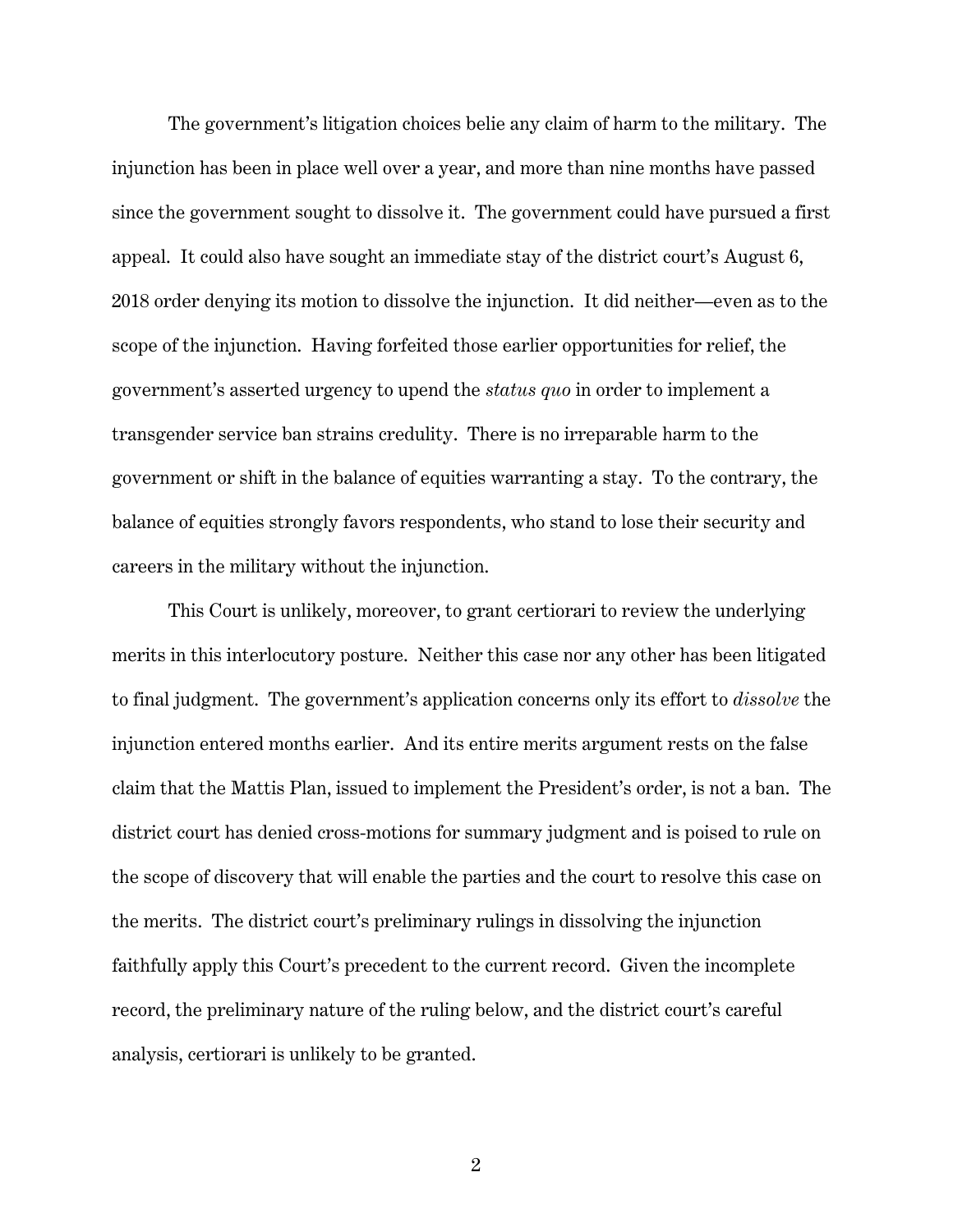The government's litigation choices belie any claim of harm to the military. The injunction has been in place well over a year, and more than nine months have passed since the government sought to dissolve it. The government could have pursued a first appeal. It could also have sought an immediate stay of the district court's August 6, 2018 order denying its motion to dissolve the injunction. It did neither—even as to the scope of the injunction. Having forfeited those earlier opportunities for relief, the government's asserted urgency to upend the *status quo* in order to implement a transgender service ban strains credulity. There is no irreparable harm to the government or shift in the balance of equities warranting a stay. To the contrary, the balance of equities strongly favors respondents, who stand to lose their security and careers in the military without the injunction.

This Court is unlikely, moreover, to grant certiorari to review the underlying merits in this interlocutory posture. Neither this case nor any other has been litigated to final judgment. The government's application concerns only its effort to *dissolve* the injunction entered months earlier. And its entire merits argument rests on the false claim that the Mattis Plan, issued to implement the President's order, is not a ban. The district court has denied cross-motions for summary judgment and is poised to rule on the scope of discovery that will enable the parties and the court to resolve this case on the merits. The district court's preliminary rulings in dissolving the injunction faithfully apply this Court's precedent to the current record. Given the incomplete record, the preliminary nature of the ruling below, and the district court's careful analysis, certiorari is unlikely to be granted.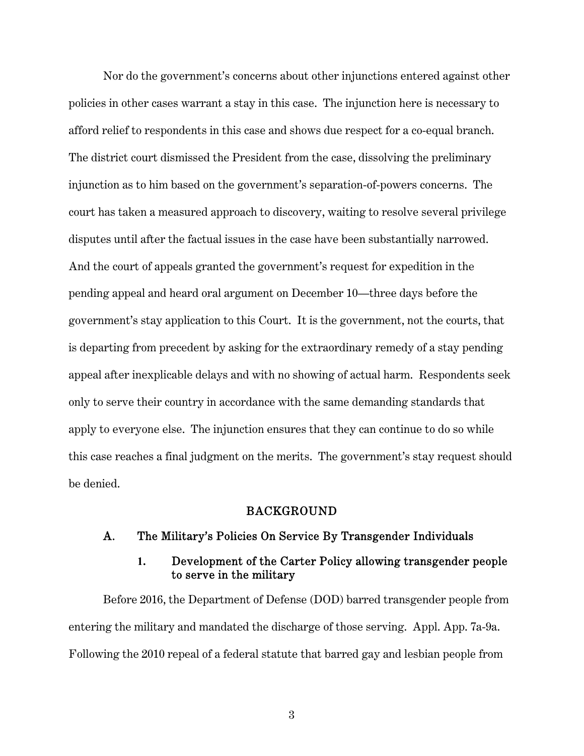Nor do the government's concerns about other injunctions entered against other policies in other cases warrant a stay in this case. The injunction here is necessary to afford relief to respondents in this case and shows due respect for a co-equal branch. The district court dismissed the President from the case, dissolving the preliminary injunction as to him based on the government's separation-of-powers concerns. The court has taken a measured approach to discovery, waiting to resolve several privilege disputes until after the factual issues in the case have been substantially narrowed. And the court of appeals granted the government's request for expedition in the pending appeal and heard oral argument on December 10—three days before the government's stay application to this Court. It is the government, not the courts, that is departing from precedent by asking for the extraordinary remedy of a stay pending appeal after inexplicable delays and with no showing of actual harm. Respondents seek only to serve their country in accordance with the same demanding standards that apply to everyone else. The injunction ensures that they can continue to do so while this case reaches a final judgment on the merits. The government's stay request should be denied.

## BACKGROUND

### A. The Military's Policies On Service By Transgender Individuals

#### 1. Development of the Carter Policy allowing transgender people to serve in the military

Before 2016, the Department of Defense (DOD) barred transgender people from entering the military and mandated the discharge of those serving. Appl. App. 7a-9a. Following the 2010 repeal of a federal statute that barred gay and lesbian people from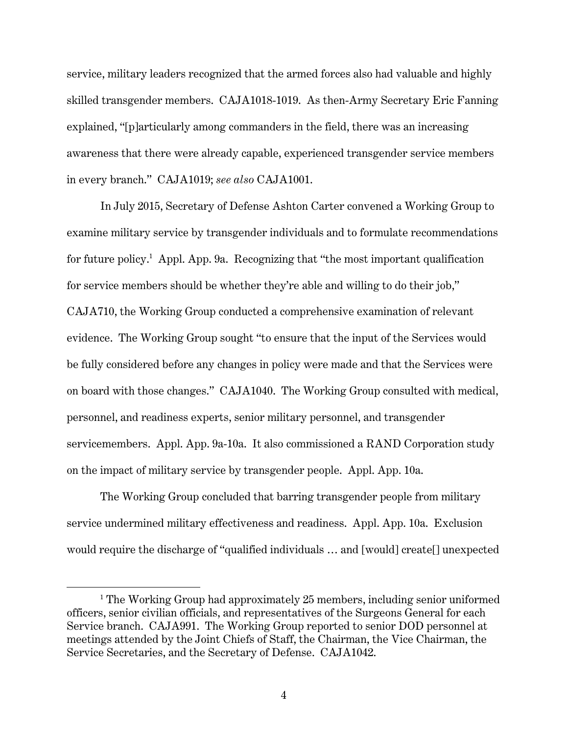service, military leaders recognized that the armed forces also had valuable and highly skilled transgender members. CAJA1018-1019. As then-Army Secretary Eric Fanning explained, "[p]articularly among commanders in the field, there was an increasing awareness that there were already capable, experienced transgender service members in every branch." CAJA1019; *see also* CAJA1001.

In July 2015, Secretary of Defense Ashton Carter convened a Working Group to examine military service by transgender individuals and to formulate recommendations for future policy.[1] Appl. App. 9a. Recognizing that "the most important qualification for service members should be whether they're able and willing to do their job," CAJA710, the Working Group conducted a comprehensive examination of relevant evidence. The Working Group sought "to ensure that the input of the Services would be fully considered before any changes in policy were made and that the Services were on board with those changes." CAJA1040. The Working Group consulted with medical, personnel, and readiness experts, senior military personnel, and transgender servicemembers. Appl. App. 9a-10a. It also commissioned a RAND Corporation study on the impact of military service by transgender people. Appl. App. 10a.

The Working Group concluded that barring transgender people from military service undermined military effectiveness and readiness. Appl. App. 10a. Exclusion would require the discharge of "qualified individuals … and [would] create[] unexpected

[1] The Working Group had approximately 25 members, including senior uniformed officers, senior civilian officials, and representatives of the Surgeons General for each Service branch. CAJA991. The Working Group reported to senior DOD personnel at meetings attended by the Joint Chiefs of Staff, the Chairman, the Vice Chairman, the Service Secretaries, and the Secretary of Defense. CAJA1042.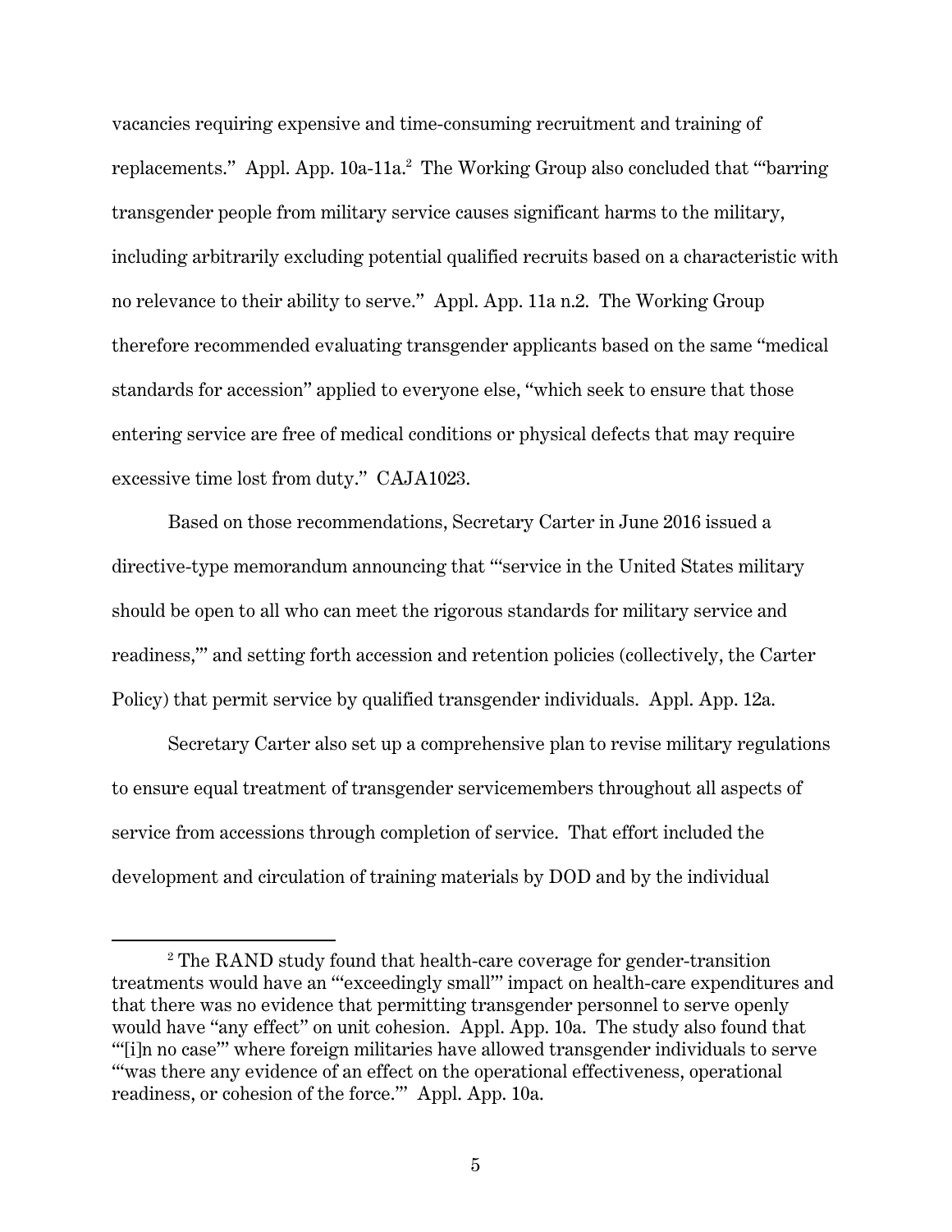vacancies requiring expensive and time-consuming recruitment and training of replacements." Appl. App. 10a-11a.[2] The Working Group also concluded that "'barring transgender people from military service causes significant harms to the military, including arbitrarily excluding potential qualified recruits based on a characteristic with no relevance to their ability to serve." Appl. App. 11a n.2. The Working Group therefore recommended evaluating transgender applicants based on the same "medical standards for accession" applied to everyone else, "which seek to ensure that those entering service are free of medical conditions or physical defects that may require excessive time lost from duty." CAJA1023.

Based on those recommendations, Secretary Carter in June 2016 issued a directive-type memorandum announcing that "'service in the United States military should be open to all who can meet the rigorous standards for military service and readiness,'" and setting forth accession and retention policies (collectively, the Carter Policy) that permit service by qualified transgender individuals. Appl. App. 12a.

Secretary Carter also set up a comprehensive plan to revise military regulations to ensure equal treatment of transgender servicemembers throughout all aspects of service from accessions through completion of service. That effort included the development and circulation of training materials by DOD and by the individual

---

[2] The RAND study found that health-care coverage for gender-transition treatments would have an "'exceedingly small'" impact on health-care expenditures and that there was no evidence that permitting transgender personnel to serve openly would have "any effect" on unit cohesion. Appl. App. 10a. The study also found that "'[i]n no case'" where foreign militaries have allowed transgender individuals to serve "'was there any evidence of an effect on the operational effectiveness, operational readiness, or cohesion of the force.'" Appl. App. 10a.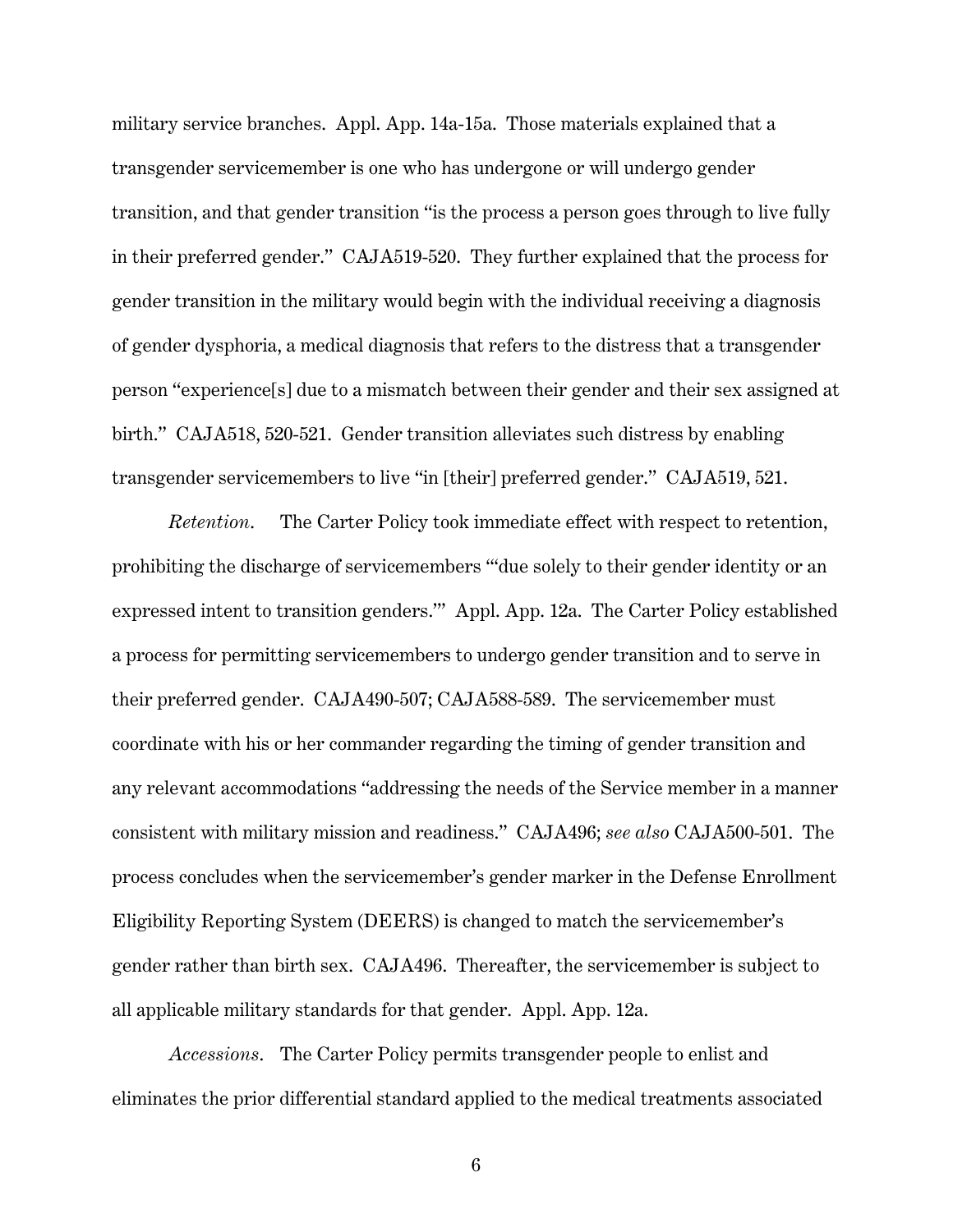military service branches. Appl. App. 14a-15a. Those materials explained that a transgender servicemember is one who has undergone or will undergo gender transition, and that gender transition "is the process a person goes through to live fully in their preferred gender." CAJA519-520. They further explained that the process for gender transition in the military would begin with the individual receiving a diagnosis of gender dysphoria, a medical diagnosis that refers to the distress that a transgender person "experience[s] due to a mismatch between their gender and their sex assigned at birth." CAJA518, 520-521. Gender transition alleviates such distress by enabling transgender servicemembers to live "in [their] preferred gender." CAJA519, 521.

*Retention.* The Carter Policy took immediate effect with respect to retention, prohibiting the discharge of servicemembers "'due solely to their gender identity or an expressed intent to transition genders.'" Appl. App. 12a. The Carter Policy established a process for permitting servicemembers to undergo gender transition and to serve in their preferred gender. CAJA490-507; CAJA588-589. The servicemember must coordinate with his or her commander regarding the timing of gender transition and any relevant accommodations "addressing the needs of the Service member in a manner consistent with military mission and readiness." CAJA496; *see also* CAJA500-501. The process concludes when the servicemember's gender marker in the Defense Enrollment Eligibility Reporting System (DEERS) is changed to match the servicemember's gender rather than birth sex. CAJA496. Thereafter, the servicemember is subject to all applicable military standards for that gender. Appl. App. 12a.

*Accessions.* The Carter Policy permits transgender people to enlist and eliminates the prior differential standard applied to the medical treatments associated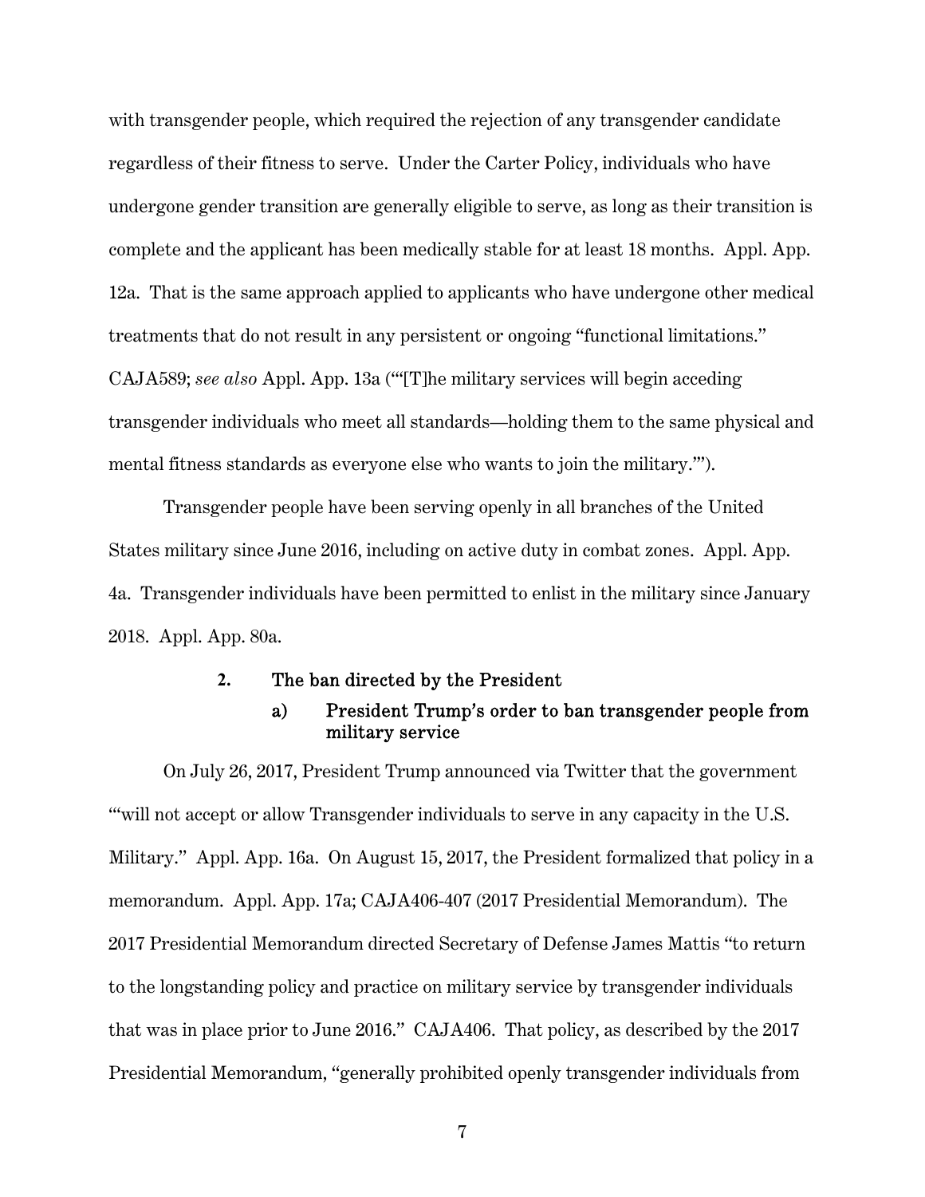with transgender people, which required the rejection of any transgender candidate regardless of their fitness to serve. Under the Carter Policy, individuals who have undergone gender transition are generally eligible to serve, as long as their transition is complete and the applicant has been medically stable for at least 18 months. Appl. App. 12a. That is the same approach applied to applicants who have undergone other medical treatments that do not result in any persistent or ongoing "functional limitations." CAJA589; *see also* Appl. App. 13a ("'[T]he military services will begin acceding transgender individuals who meet all standards—holding them to the same physical and mental fitness standards as everyone else who wants to join the military.'").

Transgender people have been serving openly in all branches of the United States military since June 2016, including on active duty in combat zones. Appl. App. 4a. Transgender individuals have been permitted to enlist in the military since January 2018. Appl. App. 80a.

### 2. The ban directed by the President

#### a) President Trump's order to ban transgender people from military service

On July 26, 2017, President Trump announced via Twitter that the government "'will not accept or allow Transgender individuals to serve in any capacity in the U.S. Military." Appl. App. 16a. On August 15, 2017, the President formalized that policy in a memorandum. Appl. App. 17a; CAJA406-407 (2017 Presidential Memorandum). The 2017 Presidential Memorandum directed Secretary of Defense James Mattis "to return to the longstanding policy and practice on military service by transgender individuals that was in place prior to June 2016." CAJA406. That policy, as described by the 2017 Presidential Memorandum, "generally prohibited openly transgender individuals from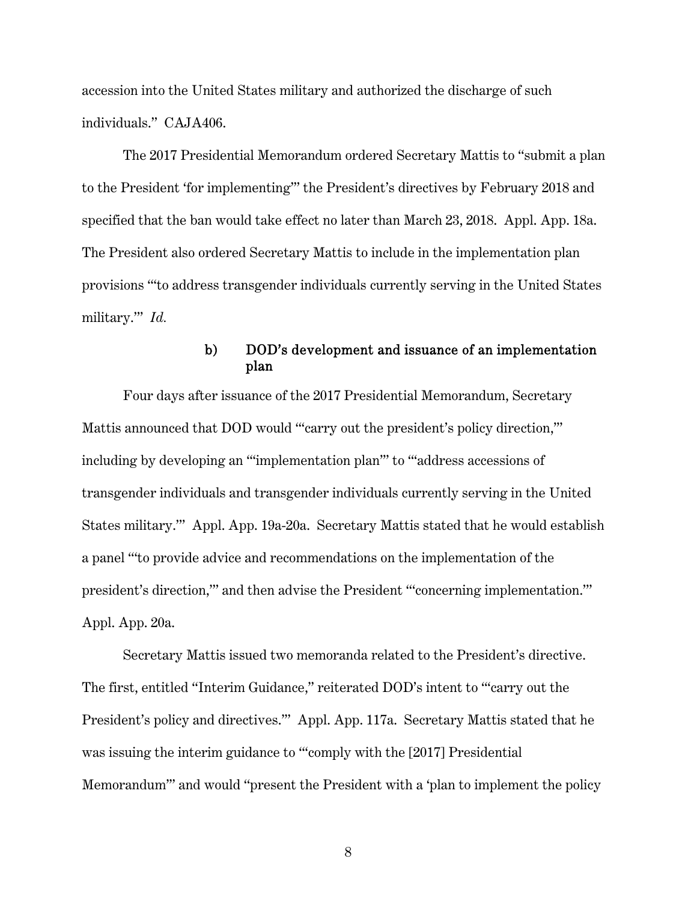accession into the United States military and authorized the discharge of such individuals." CAJA406.

The 2017 Presidential Memorandum ordered Secretary Mattis to "submit a plan to the President 'for implementing'" the President's directives by February 2018 and specified that the ban would take effect no later than March 23, 2018. Appl. App. 18a. The President also ordered Secretary Mattis to include in the implementation plan provisions "'to address transgender individuals currently serving in the United States military.'" *Id.*

#### b) DOD's development and issuance of an implementation plan

Four days after issuance of the 2017 Presidential Memorandum, Secretary Mattis announced that DOD would "'carry out the president's policy direction,'" including by developing an "'implementation plan'" to "'address accessions of transgender individuals and transgender individuals currently serving in the United States military.'" Appl. App. 19a-20a. Secretary Mattis stated that he would establish a panel "'to provide advice and recommendations on the implementation of the president's direction,'" and then advise the President "'concerning implementation.'" Appl. App. 20a.

Secretary Mattis issued two memoranda related to the President's directive. The first, entitled "Interim Guidance," reiterated DOD's intent to "'carry out the President's policy and directives.'" Appl. App. 117a. Secretary Mattis stated that he was issuing the interim guidance to "'comply with the [2017] Presidential Memorandum'" and would "present the President with a 'plan to implement the policy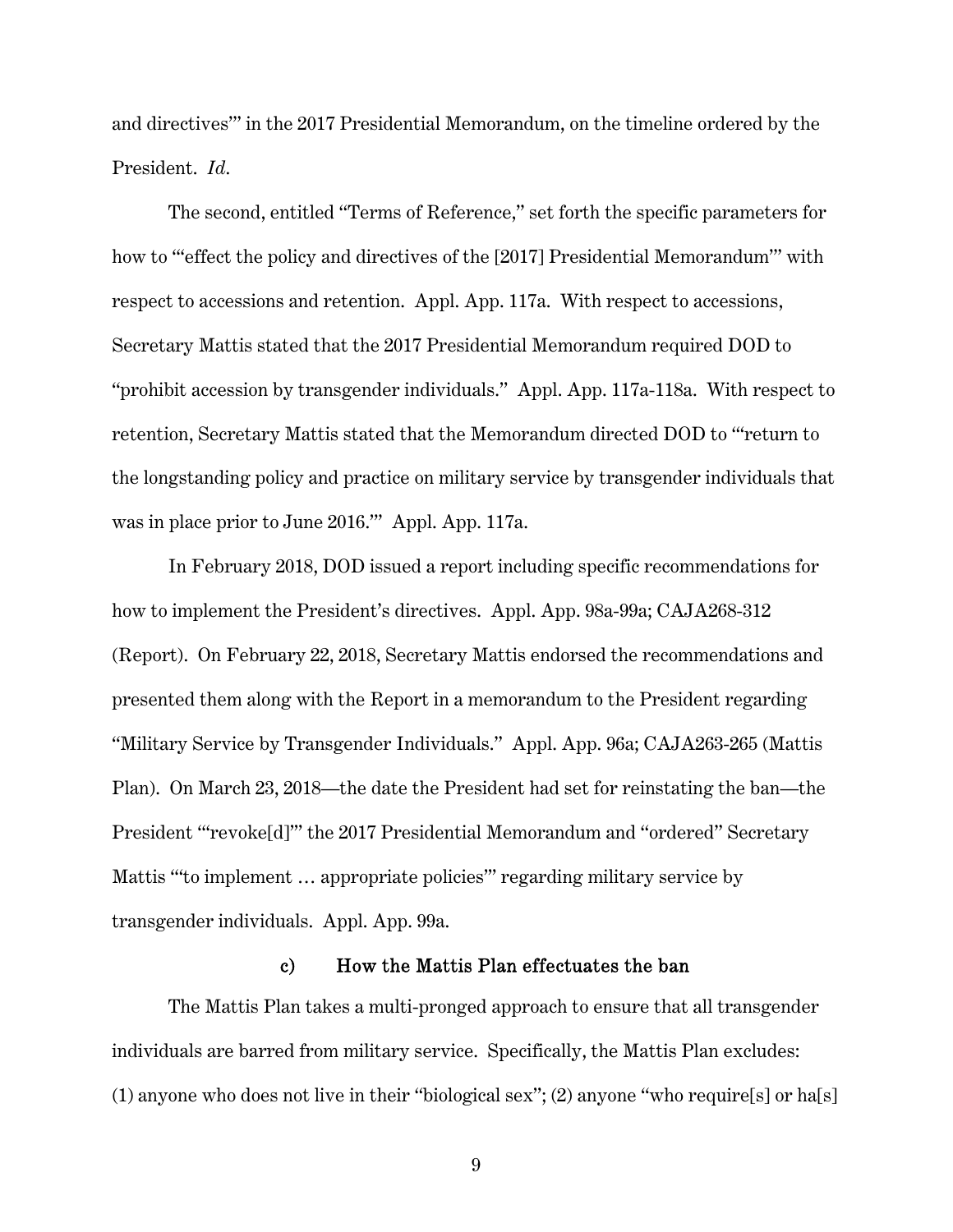and directives'" in the 2017 Presidential Memorandum, on the timeline ordered by the President. *Id.*

The second, entitled "Terms of Reference," set forth the specific parameters for how to "'effect the policy and directives of the [2017] Presidential Memorandum'" with respect to accessions and retention. Appl. App. 117a. With respect to accessions, Secretary Mattis stated that the 2017 Presidential Memorandum required DOD to "prohibit accession by transgender individuals." Appl. App. 117a-118a. With respect to retention, Secretary Mattis stated that the Memorandum directed DOD to "'return to the longstanding policy and practice on military service by transgender individuals that was in place prior to June 2016.'" Appl. App. 117a.

In February 2018, DOD issued a report including specific recommendations for how to implement the President's directives. Appl. App. 98a-99a; CAJA268-312 (Report). On February 22, 2018, Secretary Mattis endorsed the recommendations and presented them along with the Report in a memorandum to the President regarding "Military Service by Transgender Individuals." Appl. App. 96a; CAJA263-265 (Mattis Plan). On March 23, 2018—the date the President had set for reinstating the ban—the President "'revoke[d]'" the 2017 Presidential Memorandum and "ordered" Secretary Mattis "'to implement … appropriate policies'" regarding military service by transgender individuals. Appl. App. 99a.

#### c) How the Mattis Plan effectuates the ban

The Mattis Plan takes a multi-pronged approach to ensure that all transgender individuals are barred from military service. Specifically, the Mattis Plan excludes: (1) anyone who does not live in their "biological sex"; (2) anyone "who require[s] or ha[s]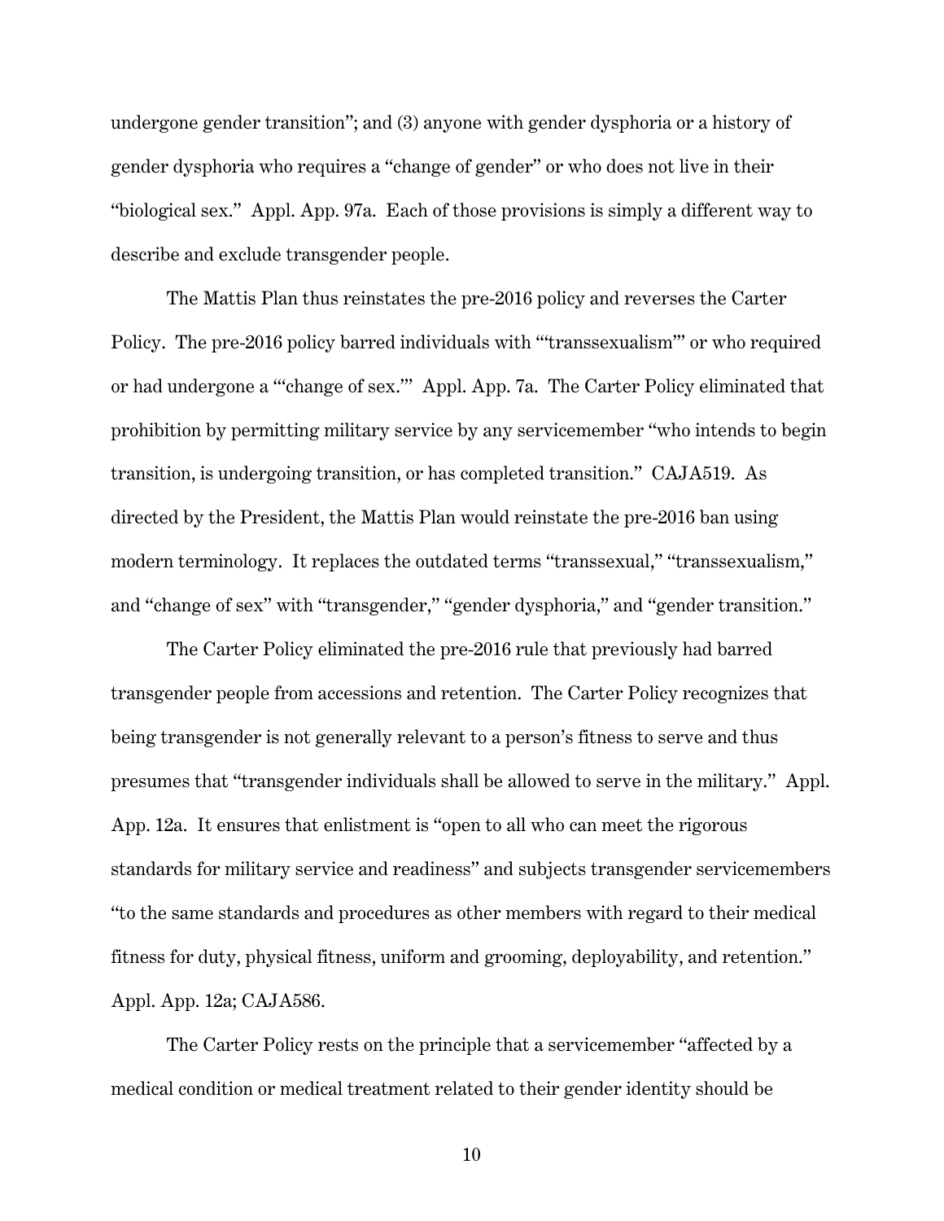undergone gender transition"; and (3) anyone with gender dysphoria or a history of gender dysphoria who requires a "change of gender" or who does not live in their "biological sex." Appl. App. 97a. Each of those provisions is simply a different way to describe and exclude transgender people.

The Mattis Plan thus reinstates the pre-2016 policy and reverses the Carter Policy. The pre-2016 policy barred individuals with "'transsexualism'" or who required or had undergone a "'change of sex.'" Appl. App. 7a. The Carter Policy eliminated that prohibition by permitting military service by any servicemember "who intends to begin transition, is undergoing transition, or has completed transition." CAJA519. As directed by the President, the Mattis Plan would reinstate the pre-2016 ban using modern terminology. It replaces the outdated terms "transsexual," "transsexualism," and "change of sex" with "transgender," "gender dysphoria," and "gender transition."

The Carter Policy eliminated the pre-2016 rule that previously had barred transgender people from accessions and retention. The Carter Policy recognizes that being transgender is not generally relevant to a person's fitness to serve and thus presumes that "transgender individuals shall be allowed to serve in the military." Appl. App. 12a. It ensures that enlistment is "open to all who can meet the rigorous standards for military service and readiness" and subjects transgender servicemembers "to the same standards and procedures as other members with regard to their medical fitness for duty, physical fitness, uniform and grooming, deployability, and retention." Appl. App. 12a; CAJA586.

The Carter Policy rests on the principle that a servicemember "affected by a medical condition or medical treatment related to their gender identity should be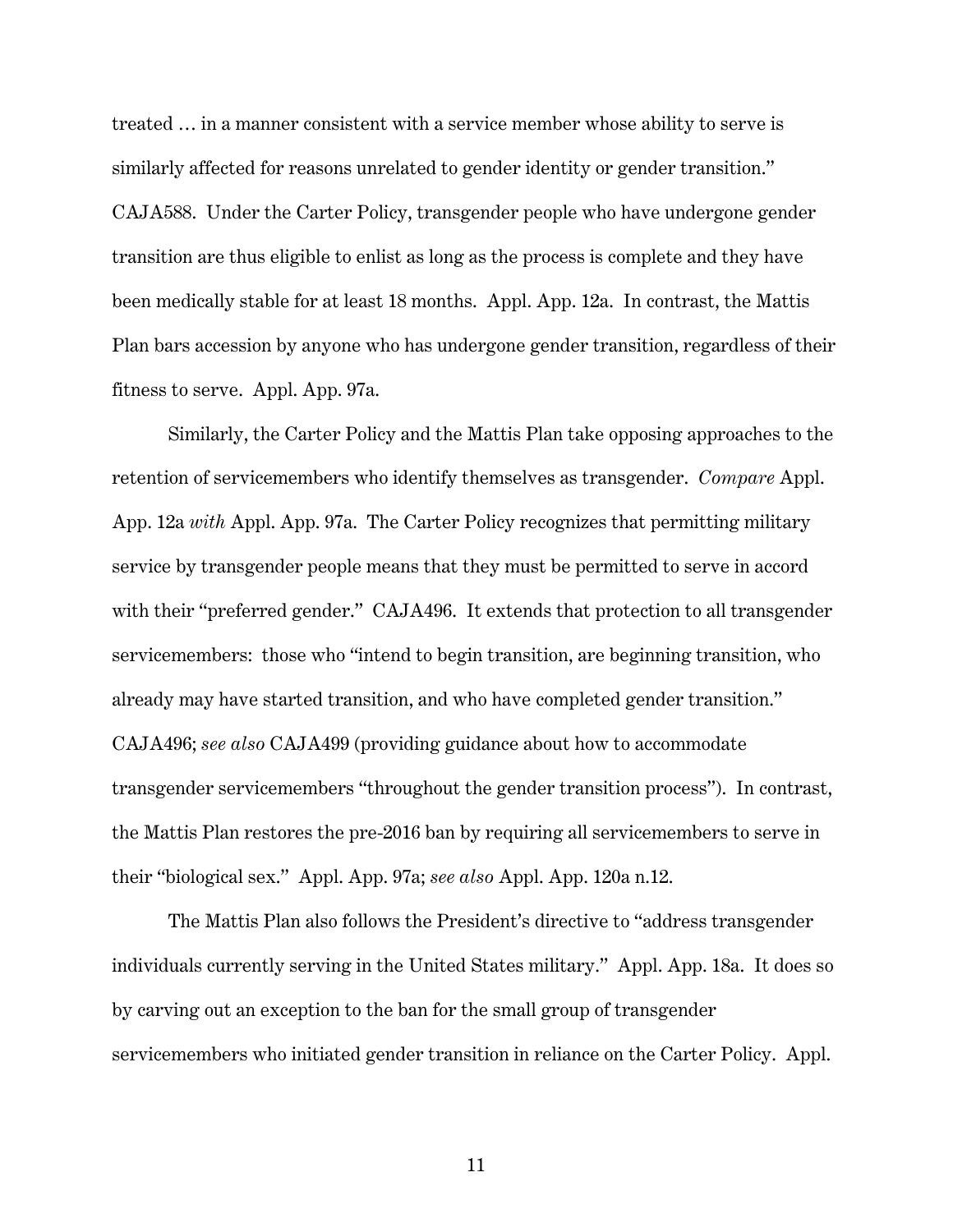treated … in a manner consistent with a service member whose ability to serve is similarly affected for reasons unrelated to gender identity or gender transition." CAJA588. Under the Carter Policy, transgender people who have undergone gender transition are thus eligible to enlist as long as the process is complete and they have been medically stable for at least 18 months. Appl. App. 12a. In contrast, the Mattis Plan bars accession by anyone who has undergone gender transition, regardless of their fitness to serve. Appl. App. 97a.

Similarly, the Carter Policy and the Mattis Plan take opposing approaches to the retention of servicemembers who identify themselves as transgender. *Compare* Appl. App. 12a *with* Appl. App. 97a. The Carter Policy recognizes that permitting military service by transgender people means that they must be permitted to serve in accord with their "preferred gender." CAJA496. It extends that protection to all transgender servicemembers: those who "intend to begin transition, are beginning transition, who already may have started transition, and who have completed gender transition." CAJA496; *see also* CAJA499 (providing guidance about how to accommodate transgender servicemembers "throughout the gender transition process"). In contrast, the Mattis Plan restores the pre-2016 ban by requiring all servicemembers to serve in their "biological sex." Appl. App. 97a; *see also* Appl. App. 120a n.12.

The Mattis Plan also follows the President's directive to "address transgender individuals currently serving in the United States military." Appl. App. 18a. It does so by carving out an exception to the ban for the small group of transgender servicemembers who initiated gender transition in reliance on the Carter Policy. Appl.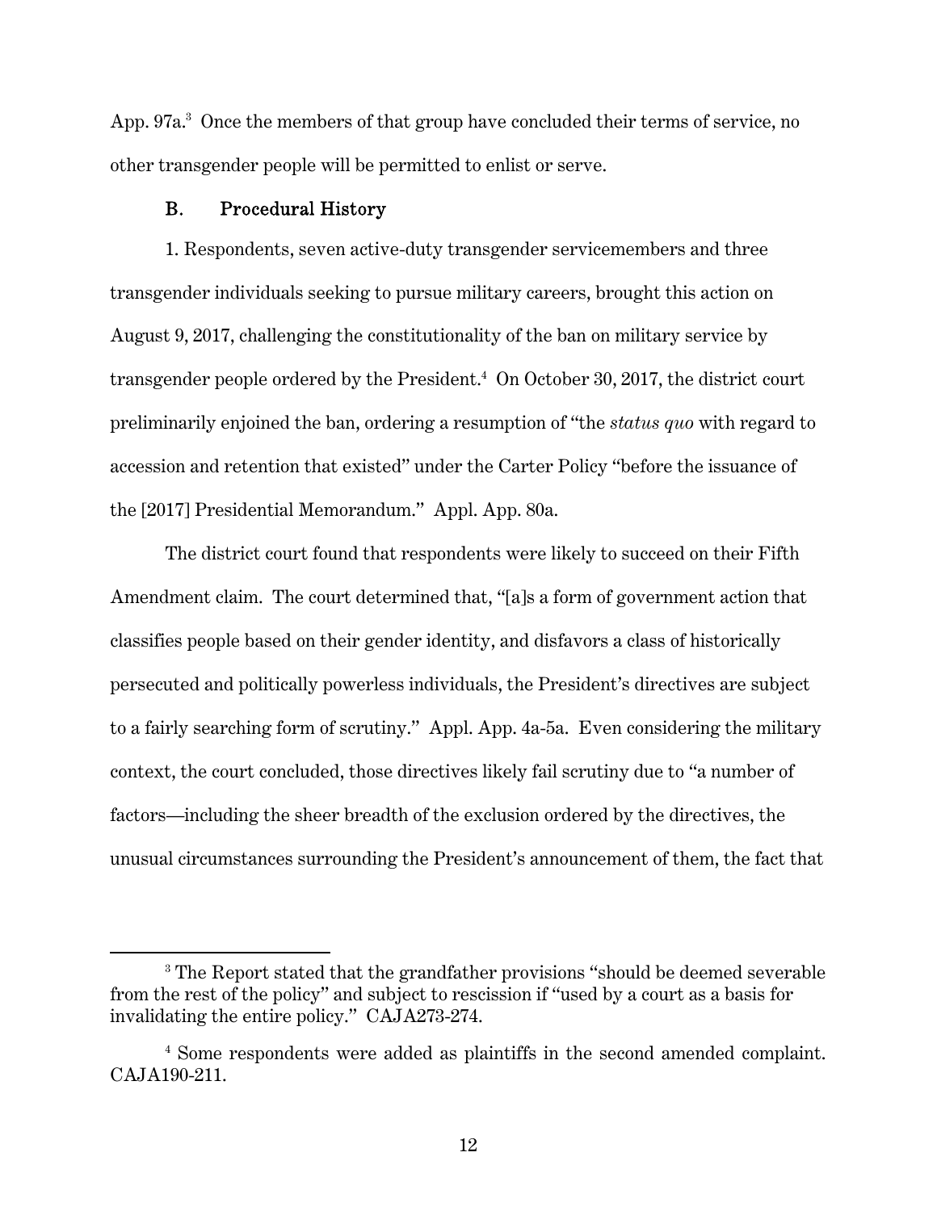App. 97a.[3] Once the members of that group have concluded their terms of service, no other transgender people will be permitted to enlist or serve.

### B. Procedural History

1. Respondents, seven active-duty transgender servicemembers and three transgender individuals seeking to pursue military careers, brought this action on August 9, 2017, challenging the constitutionality of the ban on military service by transgender people ordered by the President.[4] On October 30, 2017, the district court preliminarily enjoined the ban, ordering a resumption of "the *status quo* with regard to accession and retention that existed" under the Carter Policy "before the issuance of the [2017] Presidential Memorandum." Appl. App. 80a.

The district court found that respondents were likely to succeed on their Fifth Amendment claim. The court determined that, "[a]s a form of government action that classifies people based on their gender identity, and disfavors a class of historically persecuted and politically powerless individuals, the President's directives are subject to a fairly searching form of scrutiny." Appl. App. 4a-5a. Even considering the military context, the court concluded, those directives likely fail scrutiny due to "a number of factors—including the sheer breadth of the exclusion ordered by the directives, the unusual circumstances surrounding the President's announcement of them, the fact that

---

[3] The Report stated that the grandfather provisions "should be deemed severable from the rest of the policy" and subject to rescission if "used by a court as a basis for invalidating the entire policy." CAJA273-274.

[4] Some respondents were added as plaintiffs in the second amended complaint. CAJA190-211.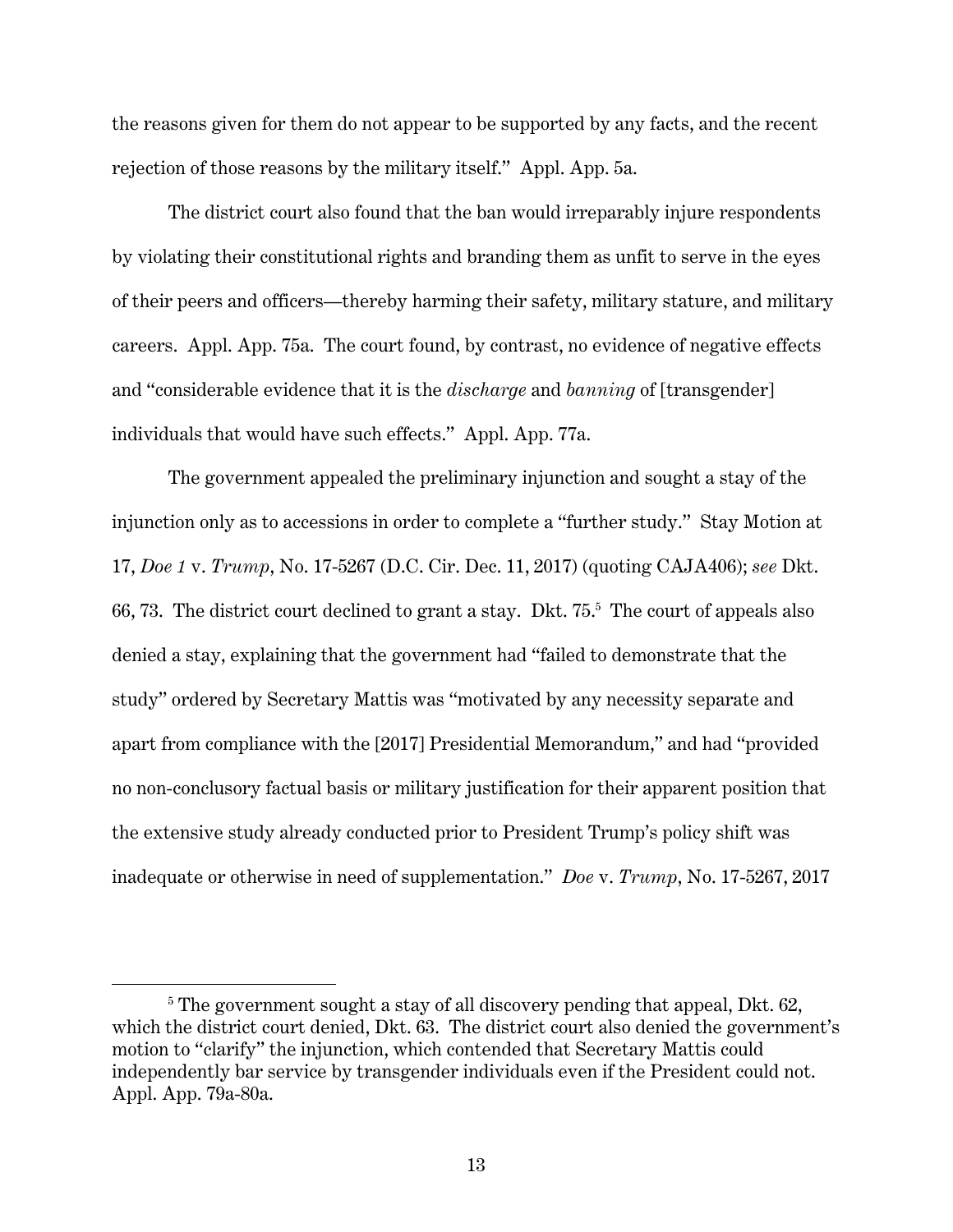the reasons given for them do not appear to be supported by any facts, and the recent rejection of those reasons by the military itself." Appl. App. 5a.

The district court also found that the ban would irreparably injure respondents by violating their constitutional rights and branding them as unfit to serve in the eyes of their peers and officers—thereby harming their safety, military stature, and military careers. Appl. App. 75a. The court found, by contrast, no evidence of negative effects and "considerable evidence that it is the *discharge* and *banning* of [transgender] individuals that would have such effects." Appl. App. 77a.

The government appealed the preliminary injunction and sought a stay of the injunction only as to accessions in order to complete a "further study." Stay Motion at 17, *Doe 1* v. *Trump*, No. 17-5267 (D.C. Cir. Dec. 11, 2017) (quoting CAJA406); *see* Dkt. 66, 73. The district court declined to grant a stay. Dkt. 75.[5] The court of appeals also denied a stay, explaining that the government had "failed to demonstrate that the study" ordered by Secretary Mattis was "motivated by any necessity separate and apart from compliance with the [2017] Presidential Memorandum," and had "provided no non-conclusory factual basis or military justification for their apparent position that the extensive study already conducted prior to President Trump's policy shift was inadequate or otherwise in need of supplementation." *Doe* v. *Trump*, No. 17-5267, 2017

[5] The government sought a stay of all discovery pending that appeal, Dkt. 62, which the district court denied, Dkt. 63. The district court also denied the government's motion to "clarify" the injunction, which contended that Secretary Mattis could independently bar service by transgender individuals even if the President could not. Appl. App. 79a-80a.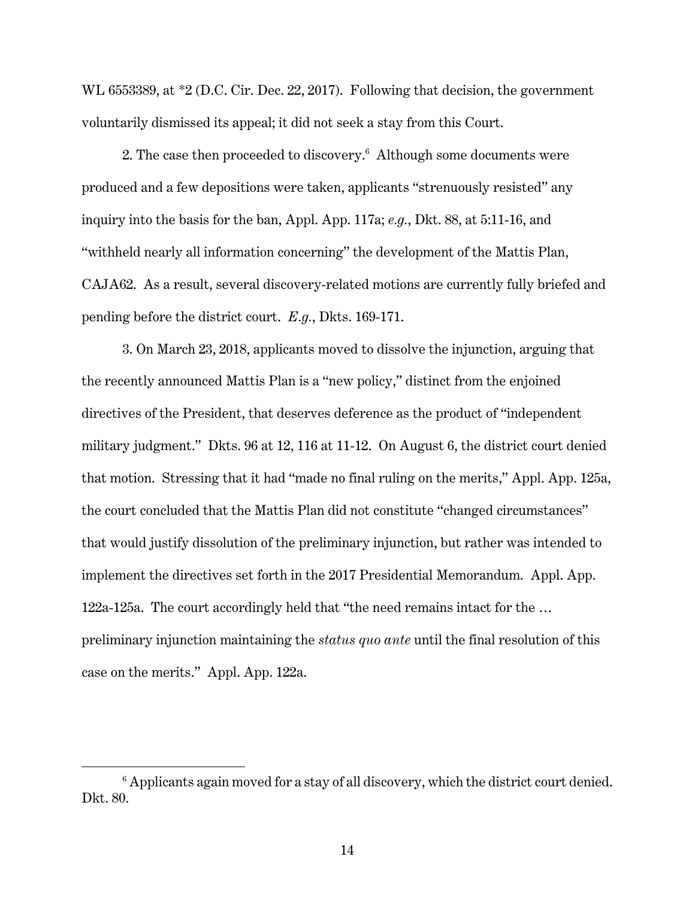WL 6553389, at *2 (D.C. Cir. Dec. 22, 2017). Following that decision, the government voluntarily dismissed its appeal; it did not seek a stay from this Court.

2. The case then proceeded to discovery.[6] Although some documents were produced and a few depositions were taken, applicants "strenuously resisted" any inquiry into the basis for the ban, Appl. App. 117a; *e.g.*, Dkt. 88, at 5:11-16, and "withheld nearly all information concerning" the development of the Mattis Plan, CAJA62. As a result, several discovery-related motions are currently fully briefed and pending before the district court. *E.g.*, Dkts. 169-171.

3. On March 23, 2018, applicants moved to dissolve the injunction, arguing that the recently announced Mattis Plan is a "new policy," distinct from the enjoined directives of the President, that deserves deference as the product of "independent military judgment." Dkts. 96 at 12, 116 at 11-12. On August 6, the district court denied that motion. Stressing that it had "made no final ruling on the merits," Appl. App. 125a, the court concluded that the Mattis Plan did not constitute "changed circumstances" that would justify dissolution of the preliminary injunction, but rather was intended to implement the directives set forth in the 2017 Presidential Memorandum. Appl. App. 122a-125a. The court accordingly held that "the need remains intact for the … preliminary injunction maintaining the *status quo ante* until the final resolution of this case on the merits." Appl. App. 122a.

---

[6] Applicants again moved for a stay of all discovery, which the district court denied. Dkt. 80.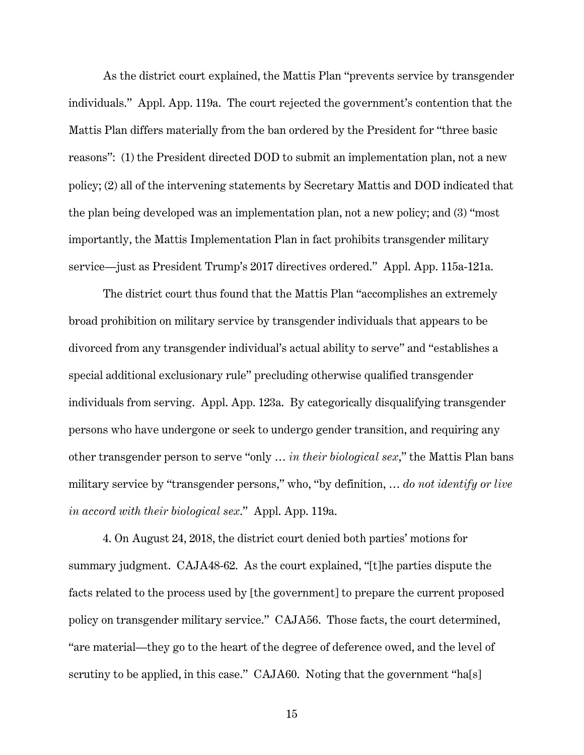As the district court explained, the Mattis Plan "prevents service by transgender individuals." Appl. App. 119a. The court rejected the government's contention that the Mattis Plan differs materially from the ban ordered by the President for "three basic reasons": (1) the President directed DOD to submit an implementation plan, not a new policy; (2) all of the intervening statements by Secretary Mattis and DOD indicated that the plan being developed was an implementation plan, not a new policy; and (3) "most importantly, the Mattis Implementation Plan in fact prohibits transgender military service—just as President Trump's 2017 directives ordered." Appl. App. 115a-121a.

The district court thus found that the Mattis Plan "accomplishes an extremely broad prohibition on military service by transgender individuals that appears to be divorced from any transgender individual's actual ability to serve" and "establishes a special additional exclusionary rule" precluding otherwise qualified transgender individuals from serving. Appl. App. 123a. By categorically disqualifying transgender persons who have undergone or seek to undergo gender transition, and requiring any other transgender person to serve "only … *in their biological sex*," the Mattis Plan bans military service by "transgender persons," who, "by definition, … *do not identify or live in accord with their biological sex*." Appl. App. 119a.

4. On August 24, 2018, the district court denied both parties' motions for summary judgment. CAJA48-62. As the court explained, "[t]he parties dispute the facts related to the process used by [the government] to prepare the current proposed policy on transgender military service." CAJA56. Those facts, the court determined, "are material—they go to the heart of the degree of deference owed, and the level of scrutiny to be applied, in this case." CAJA60. Noting that the government "ha[s]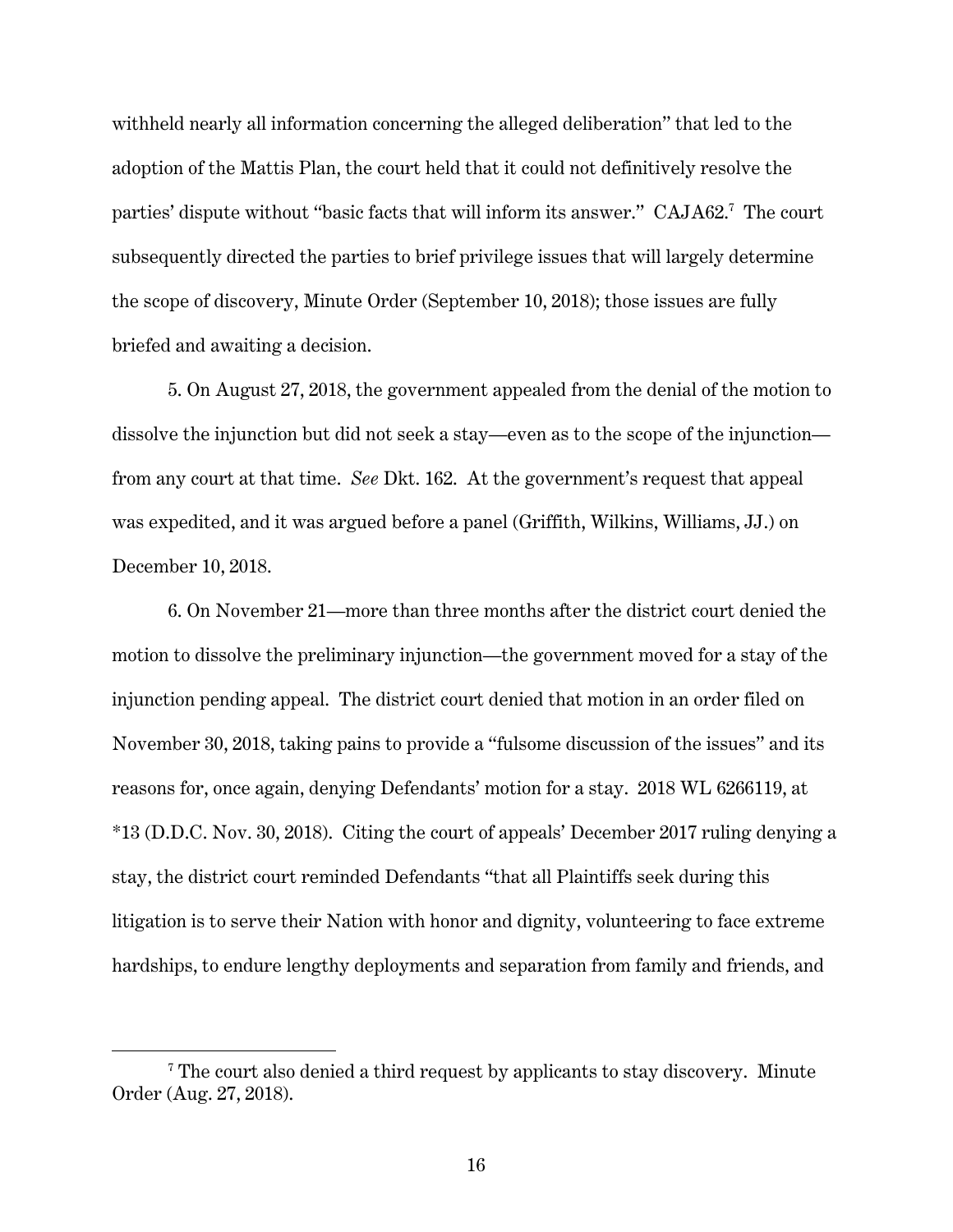withheld nearly all information concerning the alleged deliberation" that led to the adoption of the Mattis Plan, the court held that it could not definitively resolve the parties' dispute without "basic facts that will inform its answer." CAJA62.[7] The court subsequently directed the parties to brief privilege issues that will largely determine the scope of discovery, Minute Order (September 10, 2018); those issues are fully briefed and awaiting a decision.

5. On August 27, 2018, the government appealed from the denial of the motion to dissolve the injunction but did not seek a stay—even as to the scope of the injunction—from any court at that time. *See* Dkt. 162. At the government's request that appeal was expedited, and it was argued before a panel (Griffith, Wilkins, Williams, JJ.) on December 10, 2018.

6. On November 21—more than three months after the district court denied the motion to dissolve the preliminary injunction—the government moved for a stay of the injunction pending appeal. The district court denied that motion in an order filed on November 30, 2018, taking pains to provide a "fulsome discussion of the issues" and its reasons for, once again, denying Defendants' motion for a stay. 2018 WL 6266119, at *13 (D.D.C. Nov. 30, 2018). Citing the court of appeals' December 2017 ruling denying a stay, the district court reminded Defendants "that all Plaintiffs seek during this litigation is to serve their Nation with honor and dignity, volunteering to face extreme hardships, to endure lengthy deployments and separation from family and friends, and

[7] The court also denied a third request by applicants to stay discovery. Minute Order (Aug. 27, 2018).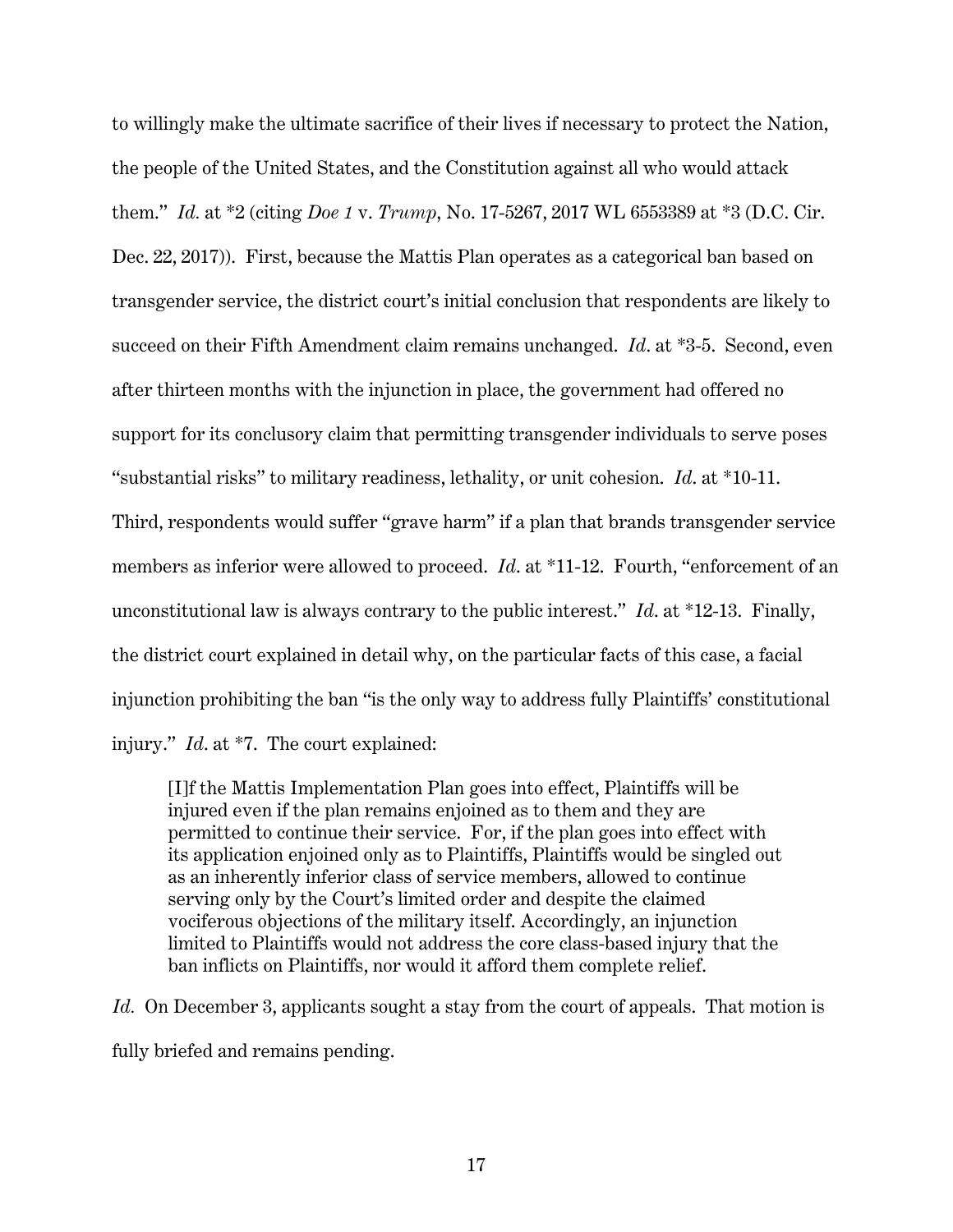to willingly make the ultimate sacrifice of their lives if necessary to protect the Nation, the people of the United States, and the Constitution against all who would attack them." *Id.* at *2 (citing *Doe 1* v. *Trump*, No. 17-5267, 2017 WL 6553389 at *3 (D.C. Cir. Dec. 22, 2017)). First, because the Mattis Plan operates as a categorical ban based on transgender service, the district court's initial conclusion that respondents are likely to succeed on their Fifth Amendment claim remains unchanged. *Id.* at *3-5. Second, even after thirteen months with the injunction in place, the government had offered no support for its conclusory claim that permitting transgender individuals to serve poses "substantial risks" to military readiness, lethality, or unit cohesion. *Id.* at *10-11. Third, respondents would suffer "grave harm" if a plan that brands transgender service members as inferior were allowed to proceed. *Id.* at *11-12. Fourth, "enforcement of an unconstitutional law is always contrary to the public interest." *Id.* at *12-13. Finally, the district court explained in detail why, on the particular facts of this case, a facial injunction prohibiting the ban "is the only way to address fully Plaintiffs' constitutional injury." *Id.* at *7. The court explained:

> [I]f the Mattis Implementation Plan goes into effect, Plaintiffs will be injured even if the plan remains enjoined as to them and they are permitted to continue their service. For, if the plan goes into effect with its application enjoined only as to Plaintiffs, Plaintiffs would be singled out as an inherently inferior class of service members, allowed to continue serving only by the Court's limited order and despite the claimed vociferous objections of the military itself. Accordingly, an injunction limited to Plaintiffs would not address the core class-based injury that the ban inflicts on Plaintiffs, nor would it afford them complete relief.

*Id.* On December 3, applicants sought a stay from the court of appeals. That motion is fully briefed and remains pending.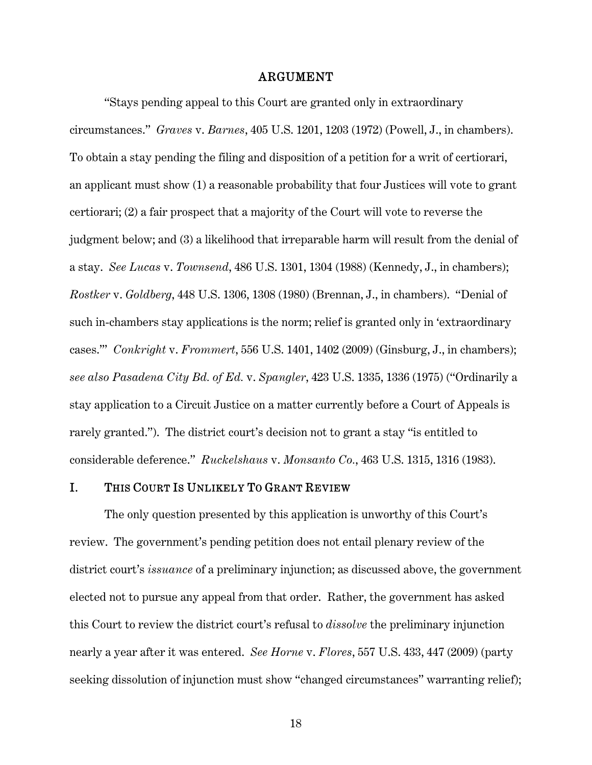## ARGUMENT

"Stays pending appeal to this Court are granted only in extraordinary circumstances." *Graves* v. *Barnes*, 405 U.S. 1201, 1203 (1972) (Powell, J., in chambers). To obtain a stay pending the filing and disposition of a petition for a writ of certiorari, an applicant must show (1) a reasonable probability that four Justices will vote to grant certiorari; (2) a fair prospect that a majority of the Court will vote to reverse the judgment below; and (3) a likelihood that irreparable harm will result from the denial of a stay. *See Lucas* v. *Townsend*, 486 U.S. 1301, 1304 (1988) (Kennedy, J., in chambers); *Rostker* v. *Goldberg*, 448 U.S. 1306, 1308 (1980) (Brennan, J., in chambers). "Denial of such in-chambers stay applications is the norm; relief is granted only in 'extraordinary cases.'" *Conkright* v. *Frommert*, 556 U.S. 1401, 1402 (2009) (Ginsburg, J., in chambers); *see also Pasadena City Bd. of Ed.* v. *Spangler*, 423 U.S. 1335, 1336 (1975) ("Ordinarily a stay application to a Circuit Justice on a matter currently before a Court of Appeals is rarely granted."). The district court's decision not to grant a stay "is entitled to considerable deference." *Ruckelshaus* v. *Monsanto Co.*, 463 U.S. 1315, 1316 (1983).

### I. This Court Is Unlikely To Grant Review

The only question presented by this application is unworthy of this Court's review. The government's pending petition does not entail plenary review of the district court's *issuance* of a preliminary injunction; as discussed above, the government elected not to pursue any appeal from that order. Rather, the government has asked this Court to review the district court's refusal to *dissolve* the preliminary injunction nearly a year after it was entered. *See Horne* v. *Flores*, 557 U.S. 433, 447 (2009) (party seeking dissolution of injunction must show "changed circumstances" warranting relief);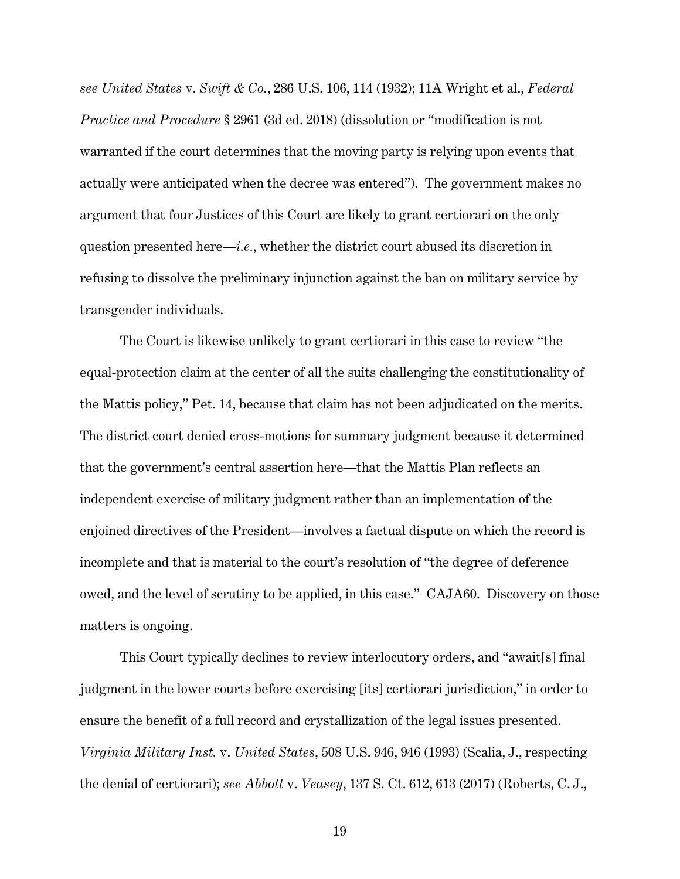*see United States* v. *Swift & Co.*, 286 U.S. 106, 114 (1932); 11A Wright et al., *Federal Practice and Procedure* § 2961 (3d ed. 2018) (dissolution or "modification is not warranted if the court determines that the moving party is relying upon events that actually were anticipated when the decree was entered"). The government makes no argument that four Justices of this Court are likely to grant certiorari on the only question presented here—*i.e.*, whether the district court abused its discretion in refusing to dissolve the preliminary injunction against the ban on military service by transgender individuals.

The Court is likewise unlikely to grant certiorari in this case to review "the equal-protection claim at the center of all the suits challenging the constitutionality of the Mattis policy," Pet. 14, because that claim has not been adjudicated on the merits. The district court denied cross-motions for summary judgment because it determined that the government's central assertion here—that the Mattis Plan reflects an independent exercise of military judgment rather than an implementation of the enjoined directives of the President—involves a factual dispute on which the record is incomplete and that is material to the court's resolution of "the degree of deference owed, and the level of scrutiny to be applied, in this case." CAJA60. Discovery on those matters is ongoing.

This Court typically declines to review interlocutory orders, and "await[s] final judgment in the lower courts before exercising [its] certiorari jurisdiction," in order to ensure the benefit of a full record and crystallization of the legal issues presented. *Virginia Military Inst.* v. *United States*, 508 U.S. 946, 946 (1993) (Scalia, J., respecting the denial of certiorari); *see Abbott* v. *Veasey*, 137 S. Ct. 612, 613 (2017) (Roberts, C. J.,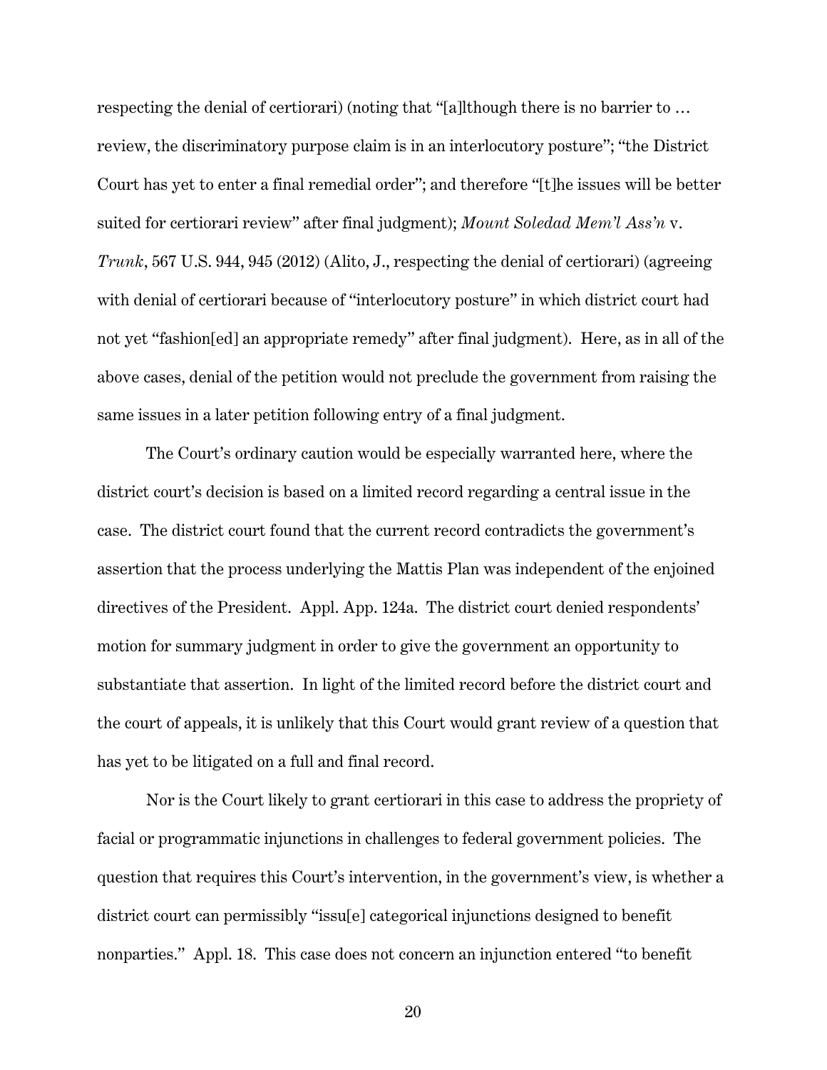respecting the denial of certiorari) (noting that "[a]lthough there is no barrier to … review, the discriminatory purpose claim is in an interlocutory posture"; "the District Court has yet to enter a final remedial order"; and therefore "[t]he issues will be better suited for certiorari review" after final judgment); *Mount Soledad Mem'l Ass'n* v. *Trunk*, 567 U.S. 944, 945 (2012) (Alito, J., respecting the denial of certiorari) (agreeing with denial of certiorari because of "interlocutory posture" in which district court had not yet "fashion[ed] an appropriate remedy" after final judgment). Here, as in all of the above cases, denial of the petition would not preclude the government from raising the same issues in a later petition following entry of a final judgment.

The Court's ordinary caution would be especially warranted here, where the district court's decision is based on a limited record regarding a central issue in the case. The district court found that the current record contradicts the government's assertion that the process underlying the Mattis Plan was independent of the enjoined directives of the President. Appl. App. 124a. The district court denied respondents' motion for summary judgment in order to give the government an opportunity to substantiate that assertion. In light of the limited record before the district court and the court of appeals, it is unlikely that this Court would grant review of a question that has yet to be litigated on a full and final record.

Nor is the Court likely to grant certiorari in this case to address the propriety of facial or programmatic injunctions in challenges to federal government policies. The question that requires this Court's intervention, in the government's view, is whether a district court can permissibly "issu[e] categorical injunctions designed to benefit nonparties." Appl. 18. This case does not concern an injunction entered "to benefit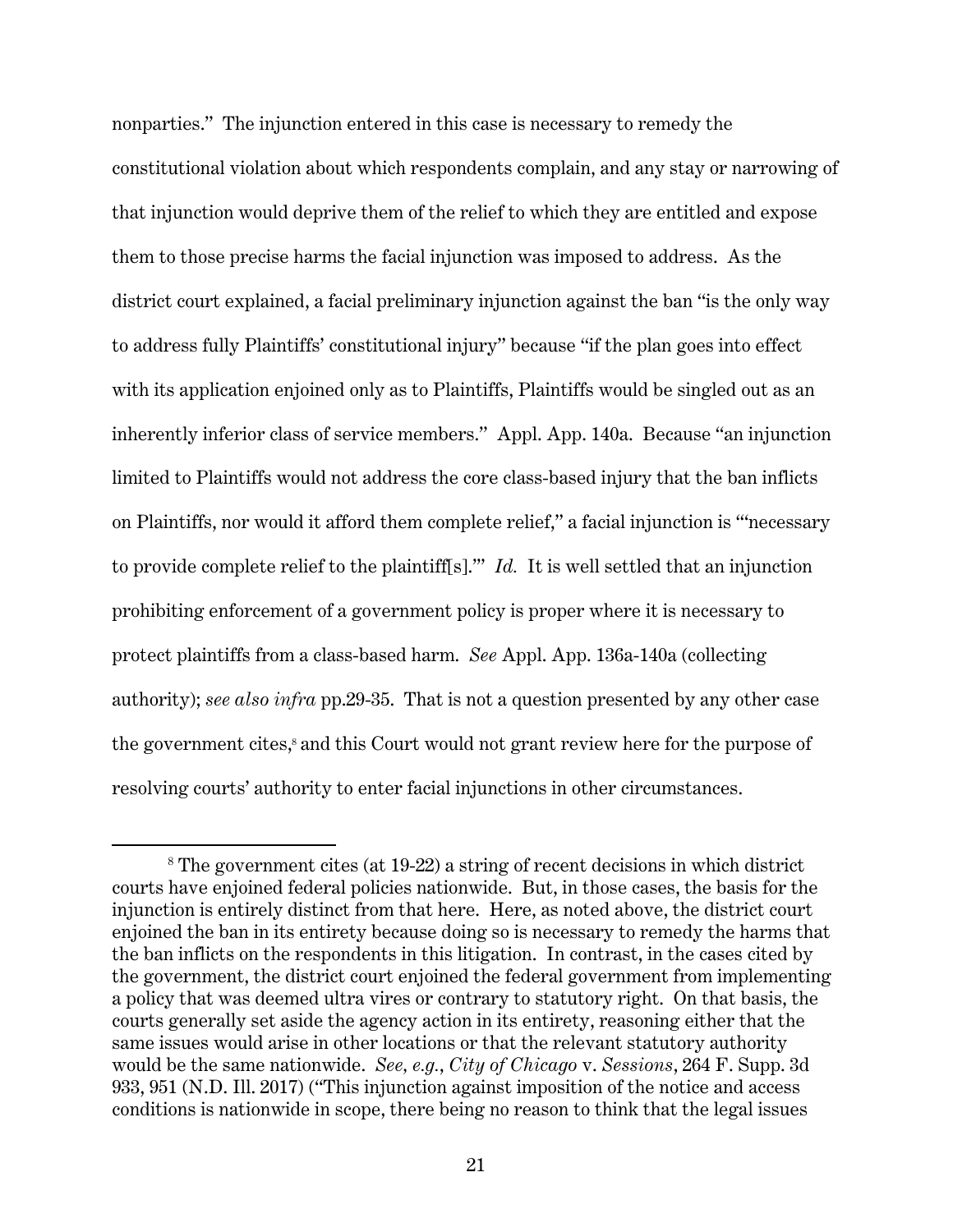nonparties." The injunction entered in this case is necessary to remedy the constitutional violation about which respondents complain, and any stay or narrowing of that injunction would deprive them of the relief to which they are entitled and expose them to those precise harms the facial injunction was imposed to address. As the district court explained, a facial preliminary injunction against the ban "is the only way to address fully Plaintiffs' constitutional injury" because "if the plan goes into effect with its application enjoined only as to Plaintiffs, Plaintiffs would be singled out as an inherently inferior class of service members." Appl. App. 140a. Because "an injunction limited to Plaintiffs would not address the core class-based injury that the ban inflicts on Plaintiffs, nor would it afford them complete relief," a facial injunction is "'necessary to provide complete relief to the plaintiff[s].'" *Id.* It is well settled that an injunction prohibiting enforcement of a government policy is proper where it is necessary to protect plaintiffs from a class-based harm. *See* Appl. App. 136a-140a (collecting authority); *see also infra* pp.29-35. That is not a question presented by any other case the government cites,[8] and this Court would not grant review here for the purpose of resolving courts' authority to enter facial injunctions in other circumstances.

[8] The government cites (at 19-22) a string of recent decisions in which district courts have enjoined federal policies nationwide. But, in those cases, the basis for the injunction is entirely distinct from that here. Here, as noted above, the district court enjoined the ban in its entirety because doing so is necessary to remedy the harms that the ban inflicts on the respondents in this litigation. In contrast, in the cases cited by the government, the district court enjoined the federal government from implementing a policy that was deemed ultra vires or contrary to statutory right. On that basis, the courts generally set aside the agency action in its entirety, reasoning either that the same issues would arise in other locations or that the relevant statutory authority would be the same nationwide. *See, e.g.*, *City of Chicago* v. *Sessions*, 264 F. Supp. 3d 933, 951 (N.D. Ill. 2017) ("This injunction against imposition of the notice and access conditions is nationwide in scope, there being no reason to think that the legal issues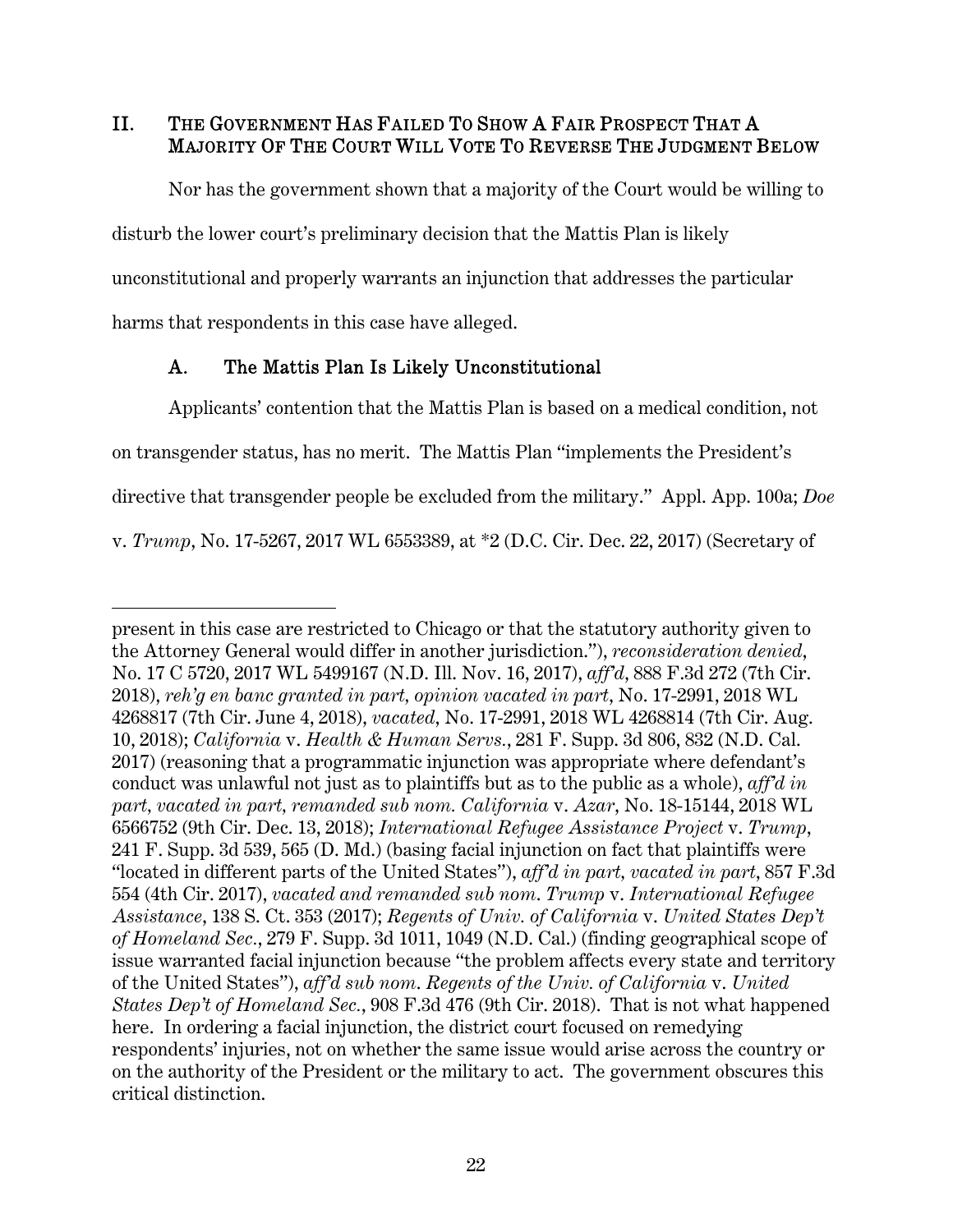## II. THE GOVERNMENT HAS FAILED TO SHOW A FAIR PROSPECT THAT A MAJORITY OF THE COURT WILL VOTE TO REVERSE THE JUDGMENT BELOW

Nor has the government shown that a majority of the Court would be willing to disturb the lower court's preliminary decision that the Mattis Plan is likely unconstitutional and properly warrants an injunction that addresses the particular harms that respondents in this case have alleged.

### A. The Mattis Plan Is Likely Unconstitutional

Applicants' contention that the Mattis Plan is based on a medical condition, not on transgender status, has no merit. The Mattis Plan "implements the President's directive that transgender people be excluded from the military." Appl. App. 100a; *Doe* v. *Trump*, No. 17-5267, 2017 WL 6553389, at *2 (D.C. Cir. Dec. 22, 2017) (Secretary of

---

present in this case are restricted to Chicago or that the statutory authority given to the Attorney General would differ in another jurisdiction."), *reconsideration denied*, No. 17 C 5720, 2017 WL 5499167 (N.D. Ill. Nov. 16, 2017), *aff'd*, 888 F.3d 272 (7th Cir. 2018), *reh'g en banc granted in part, opinion vacated in part*, No. 17-2991, 2018 WL 4268817 (7th Cir. June 4, 2018), *vacated*, No. 17-2991, 2018 WL 4268814 (7th Cir. Aug. 10, 2018); *California* v. *Health & Human Servs.*, 281 F. Supp. 3d 806, 832 (N.D. Cal. 2017) (reasoning that a programmatic injunction was appropriate where defendant's conduct was unlawful not just as to plaintiffs but as to the public as a whole), *aff'd in part, vacated in part, remanded sub nom. California* v. *Azar*, No. 18-15144, 2018 WL 6566752 (9th Cir. Dec. 13, 2018); *International Refugee Assistance Project* v. *Trump*, 241 F. Supp. 3d 539, 565 (D. Md.) (basing facial injunction on fact that plaintiffs were "located in different parts of the United States"), *aff'd in part, vacated in part*, 857 F.3d 554 (4th Cir. 2017), *vacated and remanded sub nom. Trump* v. *International Refugee Assistance*, 138 S. Ct. 353 (2017); *Regents of Univ. of California* v. *United States Dep't of Homeland Sec.*, 279 F. Supp. 3d 1011, 1049 (N.D. Cal.) (finding geographical scope of issue warranted facial injunction because "the problem affects every state and territory of the United States"), *aff'd sub nom. Regents of the Univ. of California* v. *United States Dep't of Homeland Sec.*, 908 F.3d 476 (9th Cir. 2018). That is not what happened here. In ordering a facial injunction, the district court focused on remedying respondents' injuries, not on whether the same issue would arise across the country or on the authority of the President or the military to act. The government obscures this critical distinction.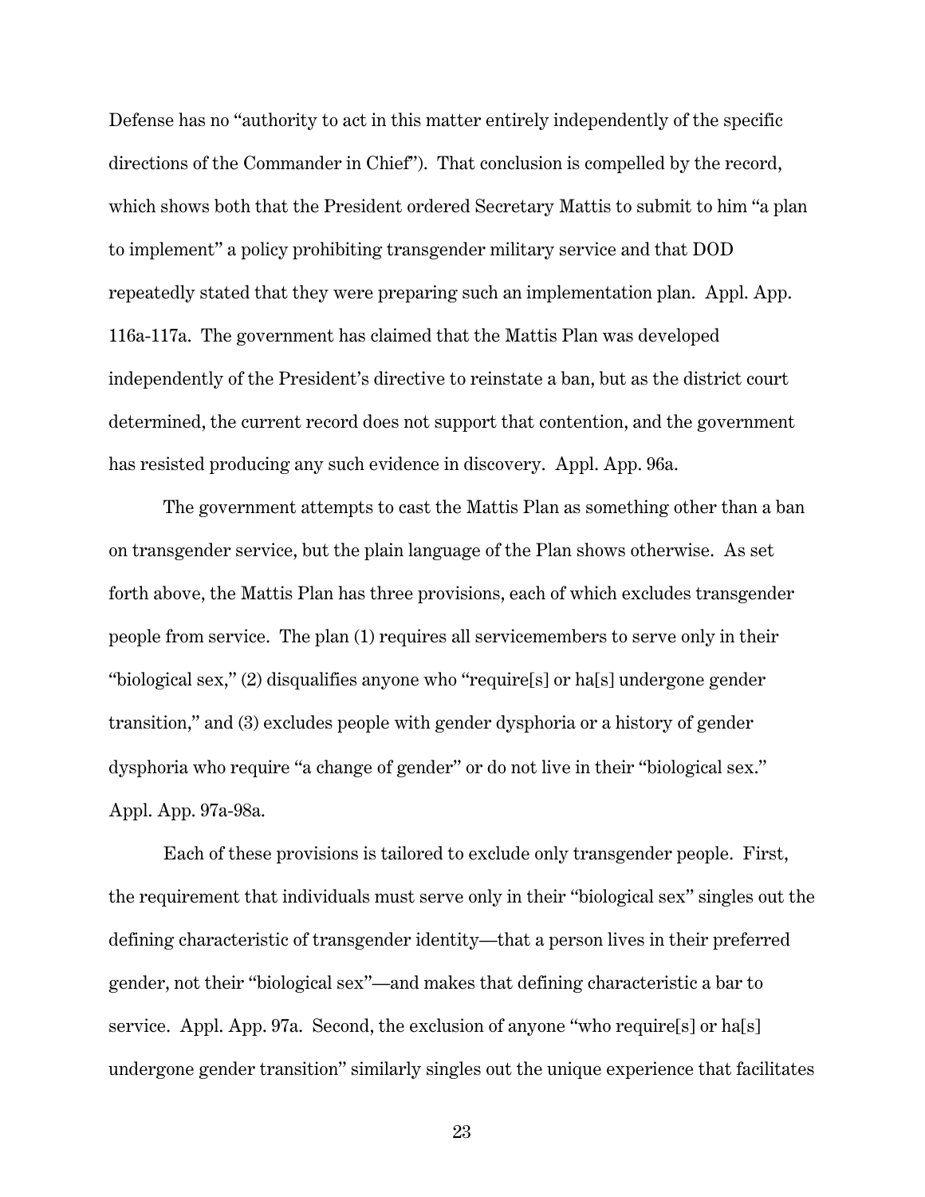Defense has no "authority to act in this matter entirely independently of the specific directions of the Commander in Chief"). That conclusion is compelled by the record, which shows both that the President ordered Secretary Mattis to submit to him "a plan to implement" a policy prohibiting transgender military service and that DOD repeatedly stated that they were preparing such an implementation plan. Appl. App. 116a-117a. The government has claimed that the Mattis Plan was developed independently of the President's directive to reinstate a ban, but as the district court determined, the current record does not support that contention, and the government has resisted producing any such evidence in discovery. Appl. App. 96a.

The government attempts to cast the Mattis Plan as something other than a ban on transgender service, but the plain language of the Plan shows otherwise. As set forth above, the Mattis Plan has three provisions, each of which excludes transgender people from service. The plan (1) requires all servicemembers to serve only in their "biological sex," (2) disqualifies anyone who "require[s] or ha[s] undergone gender transition," and (3) excludes people with gender dysphoria or a history of gender dysphoria who require "a change of gender" or do not live in their "biological sex." Appl. App. 97a-98a.

Each of these provisions is tailored to exclude only transgender people. First, the requirement that individuals must serve only in their "biological sex" singles out the defining characteristic of transgender identity—that a person lives in their preferred gender, not their "biological sex"—and makes that defining characteristic a bar to service. Appl. App. 97a. Second, the exclusion of anyone "who require[s] or ha[s] undergone gender transition" similarly singles out the unique experience that facilitates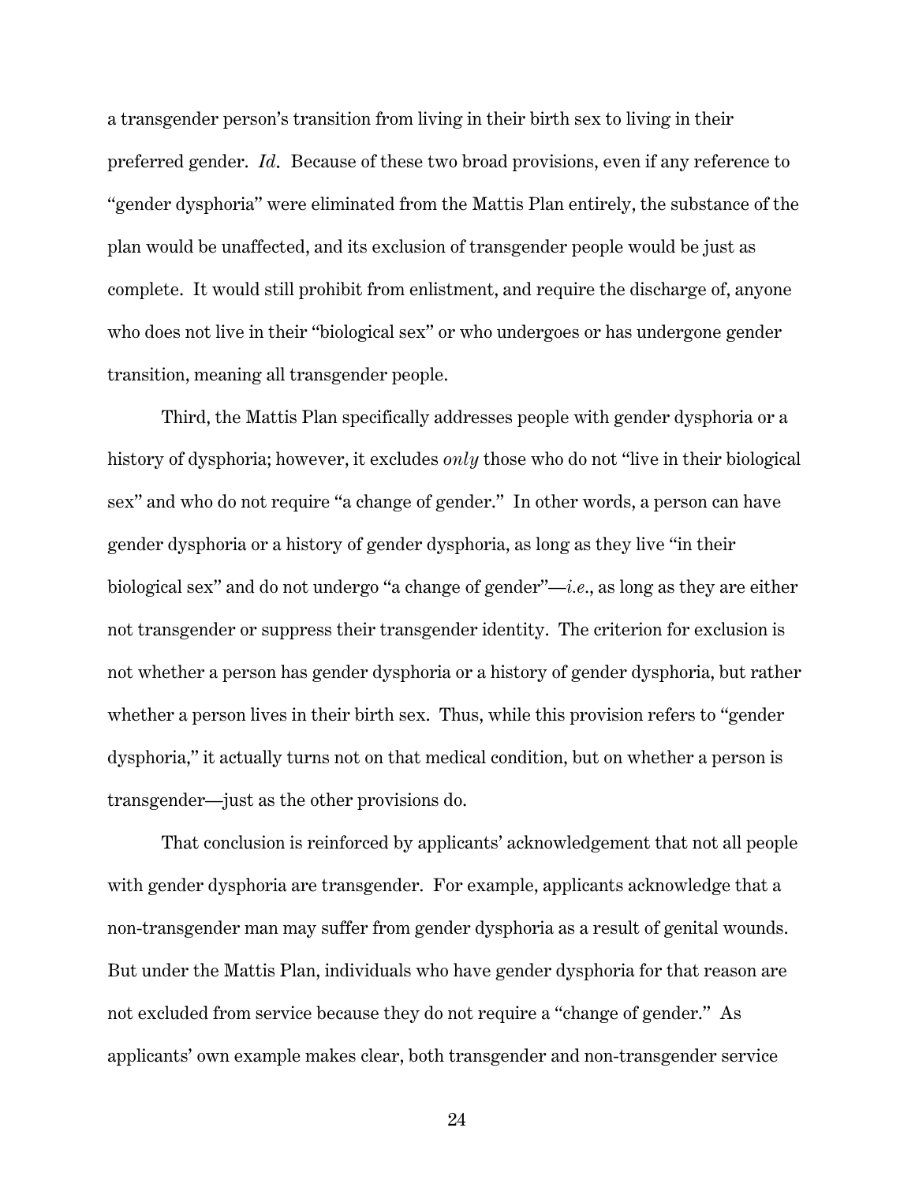a transgender person's transition from living in their birth sex to living in their preferred gender. *Id*. Because of these two broad provisions, even if any reference to "gender dysphoria" were eliminated from the Mattis Plan entirely, the substance of the plan would be unaffected, and its exclusion of transgender people would be just as complete. It would still prohibit from enlistment, and require the discharge of, anyone who does not live in their "biological sex" or who undergoes or has undergone gender transition, meaning all transgender people.

Third, the Mattis Plan specifically addresses people with gender dysphoria or a history of dysphoria; however, it excludes *only* those who do not "live in their biological sex" and who do not require "a change of gender." In other words, a person can have gender dysphoria or a history of gender dysphoria, as long as they live "in their biological sex" and do not undergo "a change of gender"—*i.e.*, as long as they are either not transgender or suppress their transgender identity. The criterion for exclusion is not whether a person has gender dysphoria or a history of gender dysphoria, but rather whether a person lives in their birth sex. Thus, while this provision refers to "gender dysphoria," it actually turns not on that medical condition, but on whether a person is transgender—just as the other provisions do.

That conclusion is reinforced by applicants' acknowledgement that not all people with gender dysphoria are transgender. For example, applicants acknowledge that a non-transgender man may suffer from gender dysphoria as a result of genital wounds. But under the Mattis Plan, individuals who have gender dysphoria for that reason are not excluded from service because they do not require a "change of gender." As applicants' own example makes clear, both transgender and non-transgender service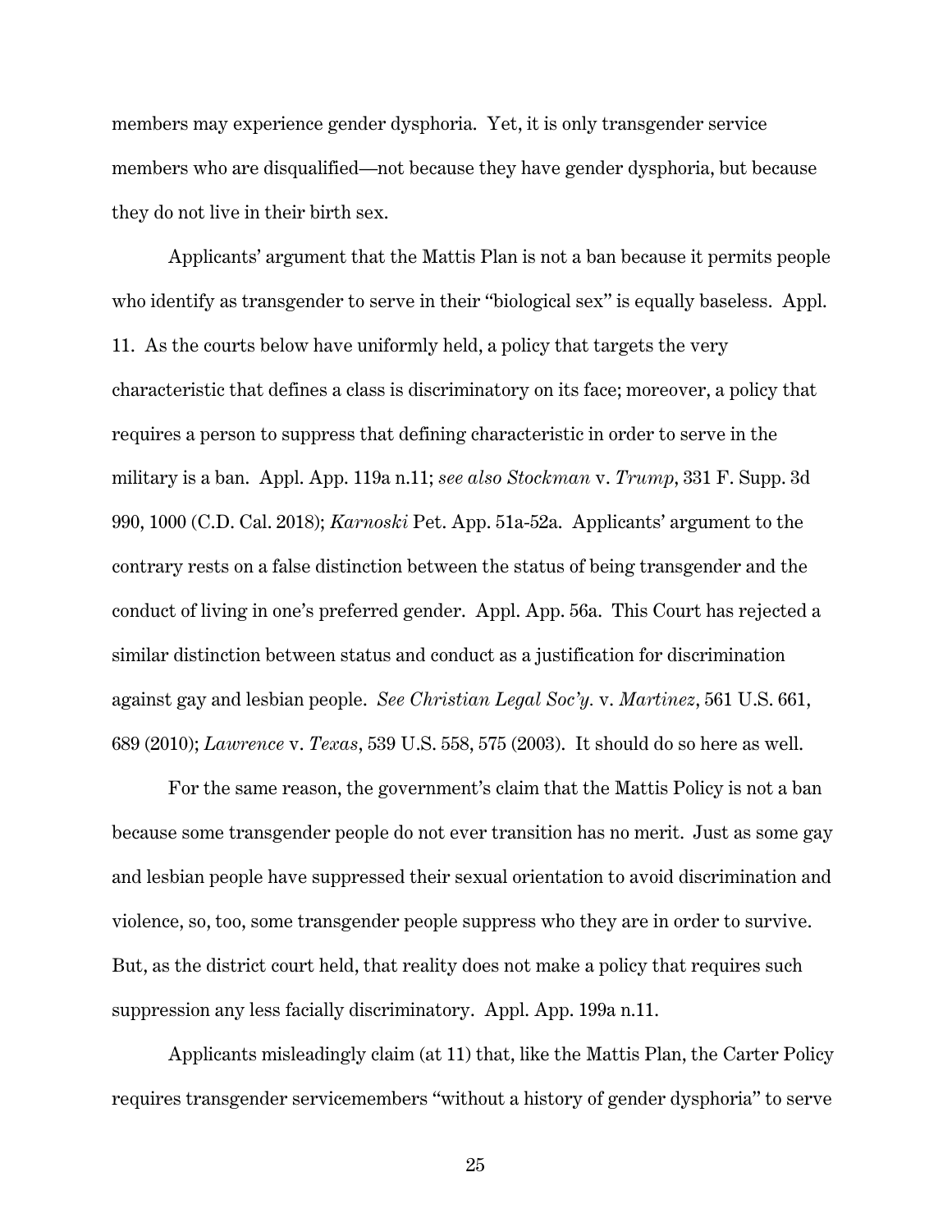members may experience gender dysphoria. Yet, it is only transgender service members who are disqualified—not because they have gender dysphoria, but because they do not live in their birth sex.

Applicants' argument that the Mattis Plan is not a ban because it permits people who identify as transgender to serve in their "biological sex" is equally baseless. Appl. 11. As the courts below have uniformly held, a policy that targets the very characteristic that defines a class is discriminatory on its face; moreover, a policy that requires a person to suppress that defining characteristic in order to serve in the military is a ban. Appl. App. 119a n.11; *see also Stockman* v. *Trump*, 331 F. Supp. 3d 990, 1000 (C.D. Cal. 2018); *Karnoski* Pet. App. 51a-52a. Applicants' argument to the contrary rests on a false distinction between the status of being transgender and the conduct of living in one's preferred gender. Appl. App. 56a. This Court has rejected a similar distinction between status and conduct as a justification for discrimination against gay and lesbian people. *See Christian Legal Soc'y.* v. *Martinez*, 561 U.S. 661, 689 (2010); *Lawrence* v. *Texas*, 539 U.S. 558, 575 (2003). It should do so here as well.

For the same reason, the government's claim that the Mattis Policy is not a ban because some transgender people do not ever transition has no merit. Just as some gay and lesbian people have suppressed their sexual orientation to avoid discrimination and violence, so, too, some transgender people suppress who they are in order to survive. But, as the district court held, that reality does not make a policy that requires such suppression any less facially discriminatory. Appl. App. 199a n.11.

Applicants misleadingly claim (at 11) that, like the Mattis Plan, the Carter Policy requires transgender servicemembers "without a history of gender dysphoria" to serve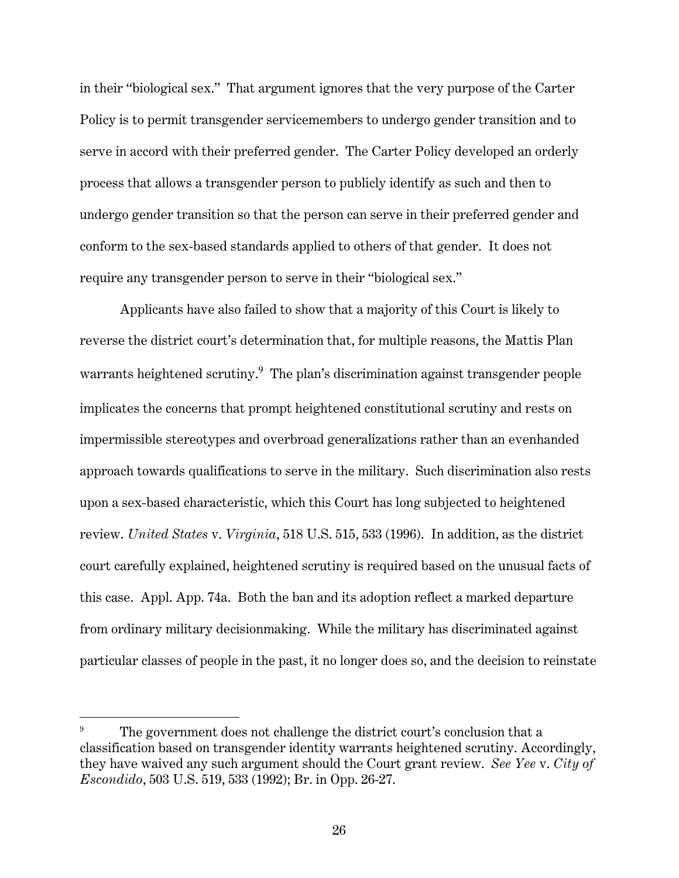in their "biological sex." That argument ignores that the very purpose of the Carter Policy is to permit transgender servicemembers to undergo gender transition and to serve in accord with their preferred gender. The Carter Policy developed an orderly process that allows a transgender person to publicly identify as such and then to undergo gender transition so that the person can serve in their preferred gender and conform to the sex-based standards applied to others of that gender. It does not require any transgender person to serve in their "biological sex."

Applicants have also failed to show that a majority of this Court is likely to reverse the district court's determination that, for multiple reasons, the Mattis Plan warrants heightened scrutiny.[9] The plan's discrimination against transgender people implicates the concerns that prompt heightened constitutional scrutiny and rests on impermissible stereotypes and overbroad generalizations rather than an evenhanded approach towards qualifications to serve in the military. Such discrimination also rests upon a sex-based characteristic, which this Court has long subjected to heightened review. *United States* v. *Virginia*, 518 U.S. 515, 533 (1996). In addition, as the district court carefully explained, heightened scrutiny is required based on the unusual facts of this case. Appl. App. 74a. Both the ban and its adoption reflect a marked departure from ordinary military decisionmaking. While the military has discriminated against particular classes of people in the past, it no longer does so, and the decision to reinstate

---

[9] The government does not challenge the district court's conclusion that a classification based on transgender identity warrants heightened scrutiny. Accordingly, they have waived any such argument should the Court grant review. *See Yee* v. *City of Escondido*, 503 U.S. 519, 533 (1992); Br. in Opp. 26-27.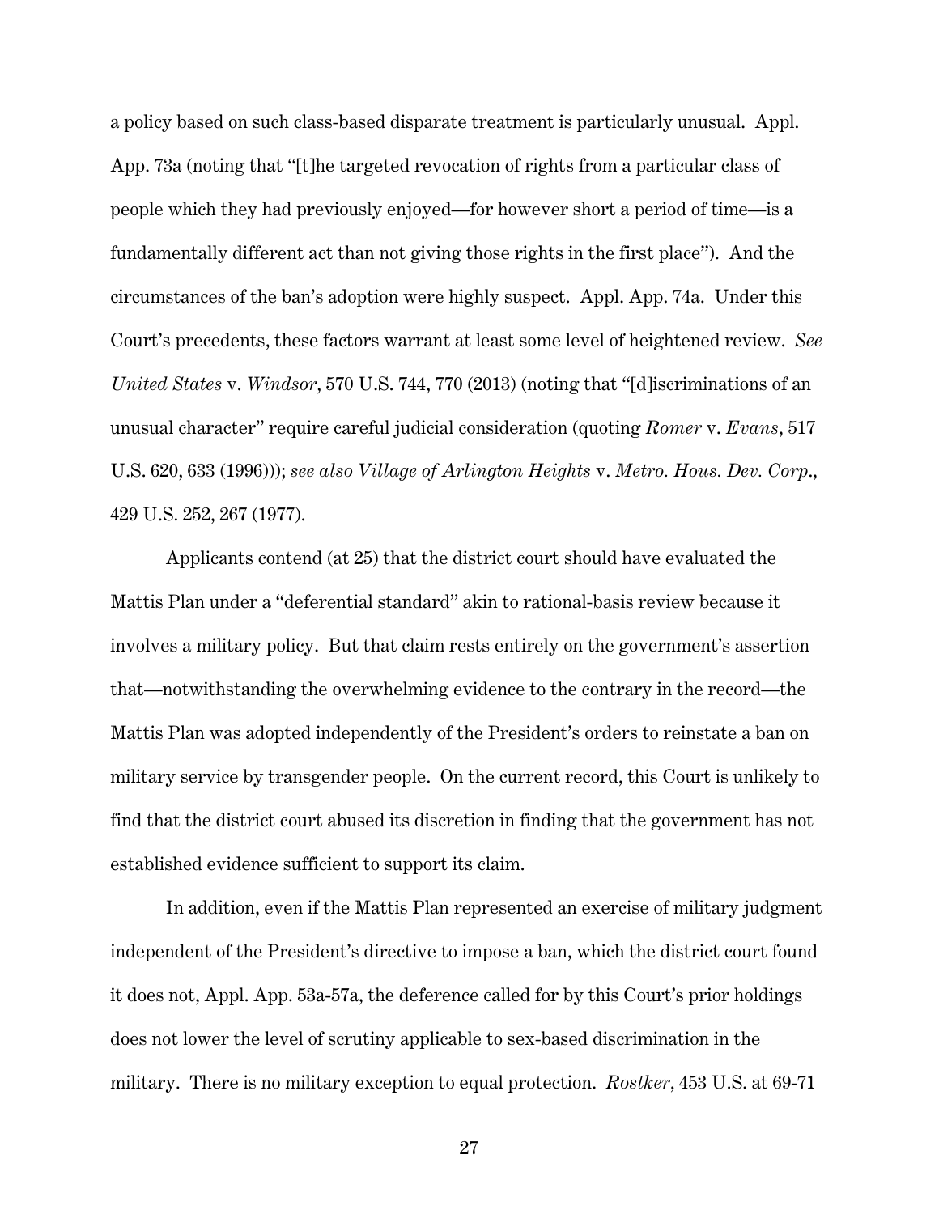a policy based on such class-based disparate treatment is particularly unusual. Appl. App. 73a (noting that "[t]he targeted revocation of rights from a particular class of people which they had previously enjoyed—for however short a period of time—is a fundamentally different act than not giving those rights in the first place"). And the circumstances of the ban's adoption were highly suspect. Appl. App. 74a. Under this Court's precedents, these factors warrant at least some level of heightened review. *See United States* v. *Windsor*, 570 U.S. 744, 770 (2013) (noting that "[d]iscriminations of an unusual character" require careful judicial consideration (quoting *Romer* v. *Evans*, 517 U.S. 620, 633 (1996))); *see also Village of Arlington Heights* v. *Metro. Hous. Dev. Corp.*, 429 U.S. 252, 267 (1977).

Applicants contend (at 25) that the district court should have evaluated the Mattis Plan under a "deferential standard" akin to rational-basis review because it involves a military policy. But that claim rests entirely on the government's assertion that—notwithstanding the overwhelming evidence to the contrary in the record—the Mattis Plan was adopted independently of the President's orders to reinstate a ban on military service by transgender people. On the current record, this Court is unlikely to find that the district court abused its discretion in finding that the government has not established evidence sufficient to support its claim.

In addition, even if the Mattis Plan represented an exercise of military judgment independent of the President's directive to impose a ban, which the district court found it does not, Appl. App. 53a-57a, the deference called for by this Court's prior holdings does not lower the level of scrutiny applicable to sex-based discrimination in the military. There is no military exception to equal protection. *Rostker*, 453 U.S. at 69-71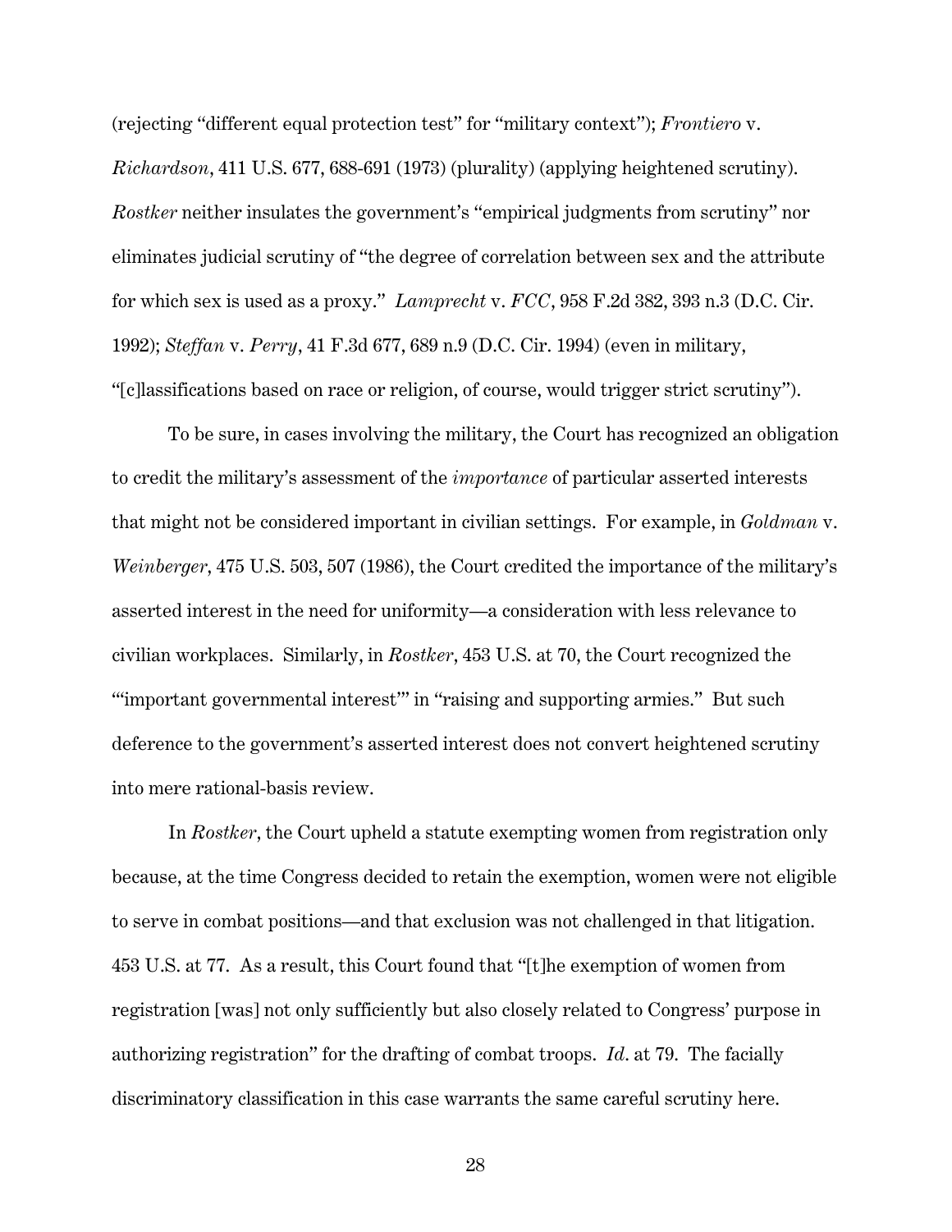(rejecting "different equal protection test" for "military context"); *Frontiero* v. *Richardson*, 411 U.S. 677, 688-691 (1973) (plurality) (applying heightened scrutiny). *Rostker* neither insulates the government's "empirical judgments from scrutiny" nor eliminates judicial scrutiny of "the degree of correlation between sex and the attribute for which sex is used as a proxy." *Lamprecht* v. *FCC*, 958 F.2d 382, 393 n.3 (D.C. Cir. 1992); *Steffan* v. *Perry*, 41 F.3d 677, 689 n.9 (D.C. Cir. 1994) (even in military, "[c]lassifications based on race or religion, of course, would trigger strict scrutiny").

To be sure, in cases involving the military, the Court has recognized an obligation to credit the military's assessment of the *importance* of particular asserted interests that might not be considered important in civilian settings. For example, in *Goldman* v. *Weinberger*, 475 U.S. 503, 507 (1986), the Court credited the importance of the military's asserted interest in the need for uniformity—a consideration with less relevance to civilian workplaces. Similarly, in *Rostker*, 453 U.S. at 70, the Court recognized the "'important governmental interest'" in "raising and supporting armies." But such deference to the government's asserted interest does not convert heightened scrutiny into mere rational-basis review.

In *Rostker*, the Court upheld a statute exempting women from registration only because, at the time Congress decided to retain the exemption, women were not eligible to serve in combat positions—and that exclusion was not challenged in that litigation. 453 U.S. at 77. As a result, this Court found that "[t]he exemption of women from registration [was] not only sufficiently but also closely related to Congress' purpose in authorizing registration" for the drafting of combat troops. *Id.* at 79. The facially discriminatory classification in this case warrants the same careful scrutiny here.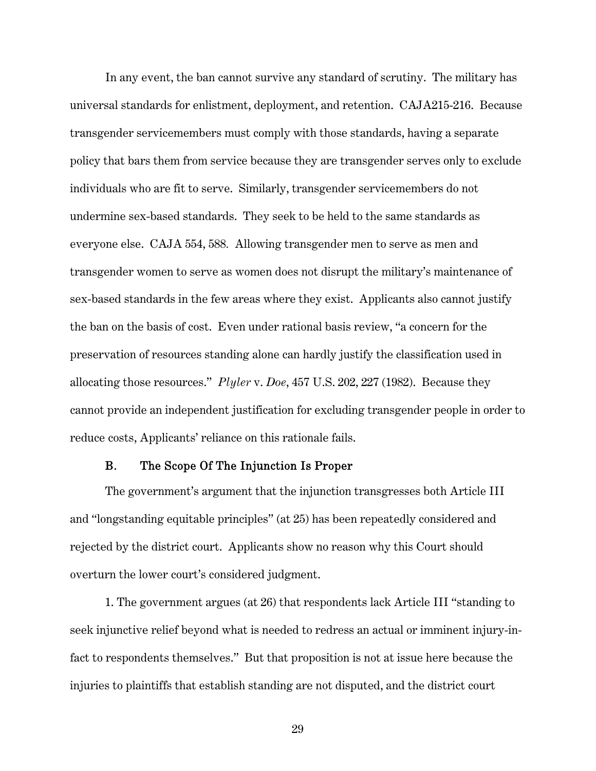In any event, the ban cannot survive any standard of scrutiny. The military has universal standards for enlistment, deployment, and retention. CAJA215-216. Because transgender servicemembers must comply with those standards, having a separate policy that bars them from service because they are transgender serves only to exclude individuals who are fit to serve. Similarly, transgender servicemembers do not undermine sex-based standards. They seek to be held to the same standards as everyone else. CAJA 554, 588. Allowing transgender men to serve as men and transgender women to serve as women does not disrupt the military's maintenance of sex-based standards in the few areas where they exist. Applicants also cannot justify the ban on the basis of cost. Even under rational basis review, "a concern for the preservation of resources standing alone can hardly justify the classification used in allocating those resources." *Plyler* v. *Doe*, 457 U.S. 202, 227 (1982). Because they cannot provide an independent justification for excluding transgender people in order to reduce costs, Applicants' reliance on this rationale fails.

### B. The Scope Of The Injunction Is Proper

The government's argument that the injunction transgresses both Article III and "longstanding equitable principles" (at 25) has been repeatedly considered and rejected by the district court. Applicants show no reason why this Court should overturn the lower court's considered judgment.

1. The government argues (at 26) that respondents lack Article III "standing to seek injunctive relief beyond what is needed to redress an actual or imminent injury-in-fact to respondents themselves." But that proposition is not at issue here because the injuries to plaintiffs that establish standing are not disputed, and the district court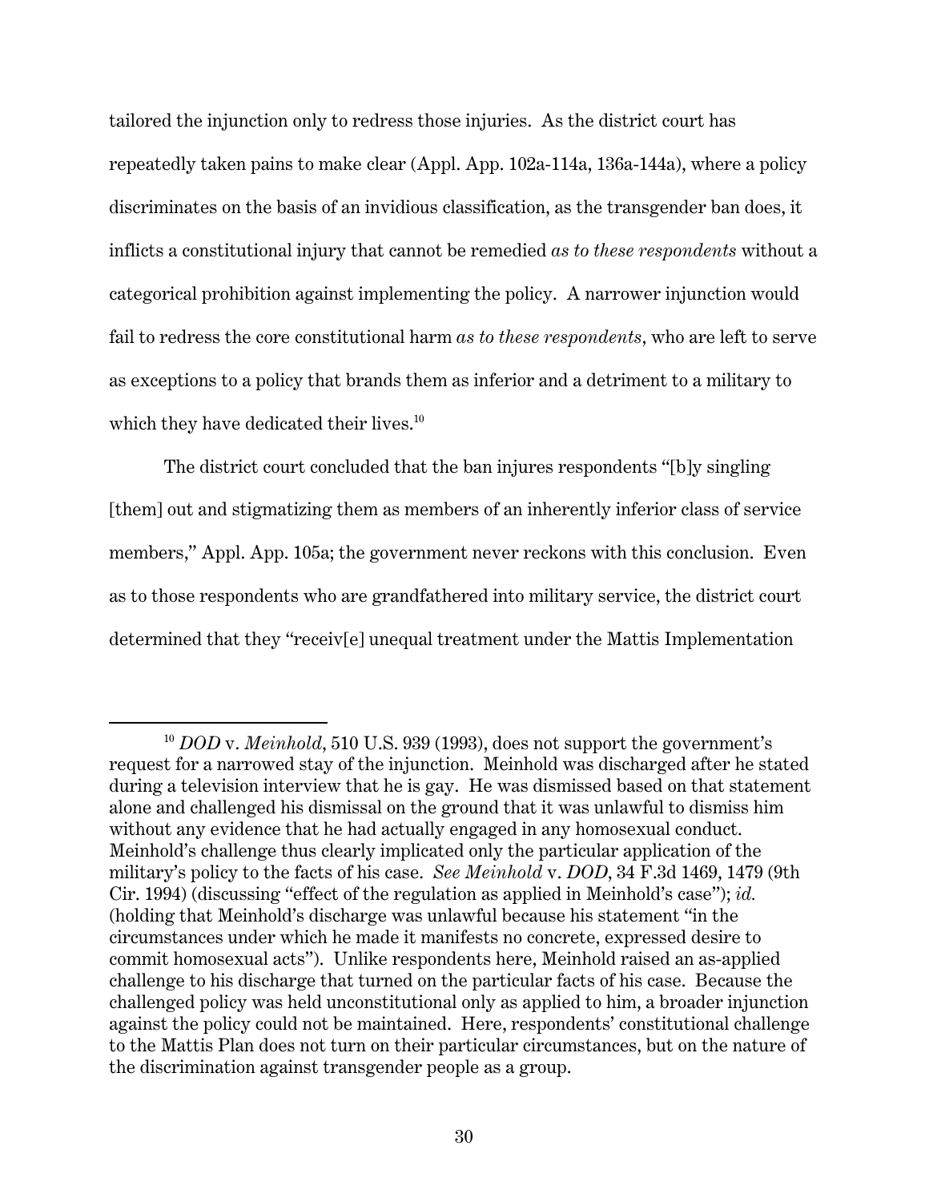tailored the injunction only to redress those injuries. As the district court has repeatedly taken pains to make clear (Appl. App. 102a-114a, 136a-144a), where a policy discriminates on the basis of an invidious classification, as the transgender ban does, it inflicts a constitutional injury that cannot be remedied *as to these respondents* without a categorical prohibition against implementing the policy. A narrower injunction would fail to redress the core constitutional harm *as to these respondents*, who are left to serve as exceptions to a policy that brands them as inferior and a detriment to a military to which they have dedicated their lives.[10]

The district court concluded that the ban injures respondents "[b]y singling [them] out and stigmatizing them as members of an inherently inferior class of service members," Appl. App. 105a; the government never reckons with this conclusion. Even as to those respondents who are grandfathered into military service, the district court determined that they "receiv[e] unequal treatment under the Mattis Implementation

---

[10] *DOD* v. *Meinhold*, 510 U.S. 939 (1993), does not support the government's request for a narrowed stay of the injunction. Meinhold was discharged after he stated during a television interview that he is gay. He was dismissed based on that statement alone and challenged his dismissal on the ground that it was unlawful to dismiss him without any evidence that he had actually engaged in any homosexual conduct. Meinhold's challenge thus clearly implicated only the particular application of the military's policy to the facts of his case. *See Meinhold* v. *DOD*, 34 F.3d 1469, 1479 (9th Cir. 1994) (discussing "effect of the regulation as applied in Meinhold's case"); *id.* (holding that Meinhold's discharge was unlawful because his statement "in the circumstances under which he made it manifests no concrete, expressed desire to commit homosexual acts"). Unlike respondents here, Meinhold raised an as-applied challenge to his discharge that turned on the particular facts of his case. Because the challenged policy was held unconstitutional only as applied to him, a broader injunction against the policy could not be maintained. Here, respondents' constitutional challenge to the Mattis Plan does not turn on their particular circumstances, but on the nature of the discrimination against transgender people as a group.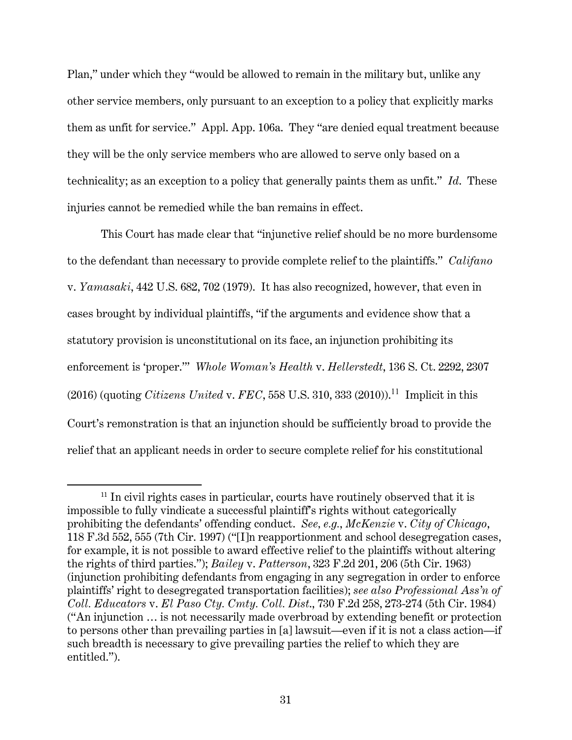Plan," under which they "would be allowed to remain in the military but, unlike any other service members, only pursuant to an exception to a policy that explicitly marks them as unfit for service." Appl. App. 106a. They "are denied equal treatment because they will be the only service members who are allowed to serve only based on a technicality; as an exception to a policy that generally paints them as unfit." *Id.* These injuries cannot be remedied while the ban remains in effect.

This Court has made clear that "injunctive relief should be no more burdensome to the defendant than necessary to provide complete relief to the plaintiffs." *Califano* v. *Yamasaki*, 442 U.S. 682, 702 (1979). It has also recognized, however, that even in cases brought by individual plaintiffs, "if the arguments and evidence show that a statutory provision is unconstitutional on its face, an injunction prohibiting its enforcement is 'proper.'" *Whole Woman's Health* v. *Hellerstedt*, 136 S. Ct. 2292, 2307 (2016) (quoting *Citizens United* v. *FEC*, 558 U.S. 310, 333 (2010)).[11] Implicit in this Court's remonstration is that an injunction should be sufficiently broad to provide the relief that an applicant needs in order to secure complete relief for his constitutional

---

[11] In civil rights cases in particular, courts have routinely observed that it is impossible to fully vindicate a successful plaintiff's rights without categorically prohibiting the defendants' offending conduct. *See, e.g.*, *McKenzie* v. *City of Chicago*, 118 F.3d 552, 555 (7th Cir. 1997) ("[I]n reapportionment and school desegregation cases, for example, it is not possible to award effective relief to the plaintiffs without altering the rights of third parties."); *Bailey* v. *Patterson*, 323 F.2d 201, 206 (5th Cir. 1963) (injunction prohibiting defendants from engaging in any segregation in order to enforce plaintiffs' right to desegregated transportation facilities); *see also Professional Ass'n of Coll. Educators* v. *El Paso Cty. Cmty. Coll. Dist.*, 730 F.2d 258, 273-274 (5th Cir. 1984) ("An injunction … is not necessarily made overbroad by extending benefit or protection to persons other than prevailing parties in [a] lawsuit—even if it is not a class action—if such breadth is necessary to give prevailing parties the relief to which they are entitled.").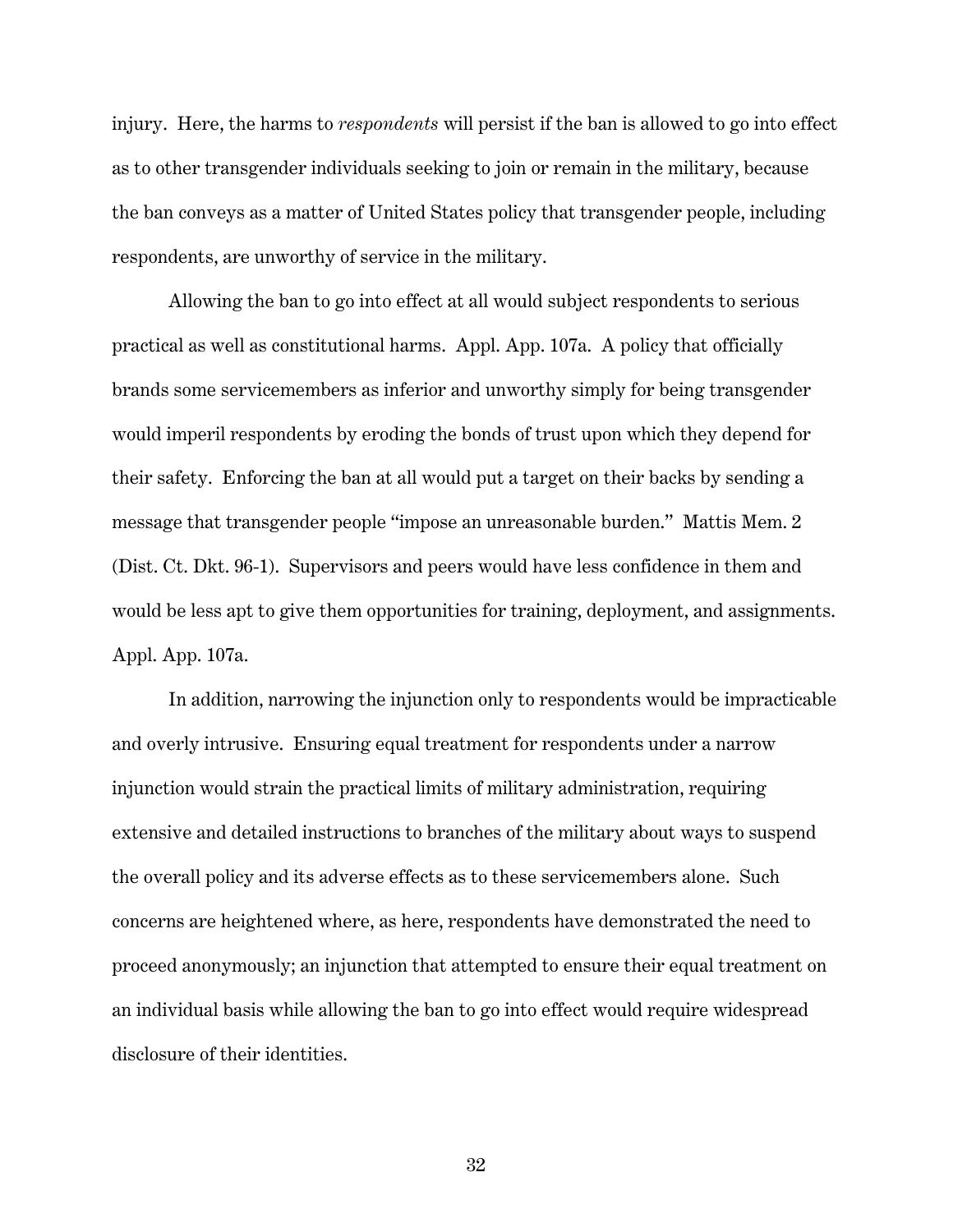injury. Here, the harms to *respondents* will persist if the ban is allowed to go into effect as to other transgender individuals seeking to join or remain in the military, because the ban conveys as a matter of United States policy that transgender people, including respondents, are unworthy of service in the military.

Allowing the ban to go into effect at all would subject respondents to serious practical as well as constitutional harms. Appl. App. 107a. A policy that officially brands some servicemembers as inferior and unworthy simply for being transgender would imperil respondents by eroding the bonds of trust upon which they depend for their safety. Enforcing the ban at all would put a target on their backs by sending a message that transgender people "impose an unreasonable burden." Mattis Mem. 2 (Dist. Ct. Dkt. 96-1). Supervisors and peers would have less confidence in them and would be less apt to give them opportunities for training, deployment, and assignments. Appl. App. 107a.

In addition, narrowing the injunction only to respondents would be impracticable and overly intrusive. Ensuring equal treatment for respondents under a narrow injunction would strain the practical limits of military administration, requiring extensive and detailed instructions to branches of the military about ways to suspend the overall policy and its adverse effects as to these servicemembers alone. Such concerns are heightened where, as here, respondents have demonstrated the need to proceed anonymously; an injunction that attempted to ensure their equal treatment on an individual basis while allowing the ban to go into effect would require widespread disclosure of their identities.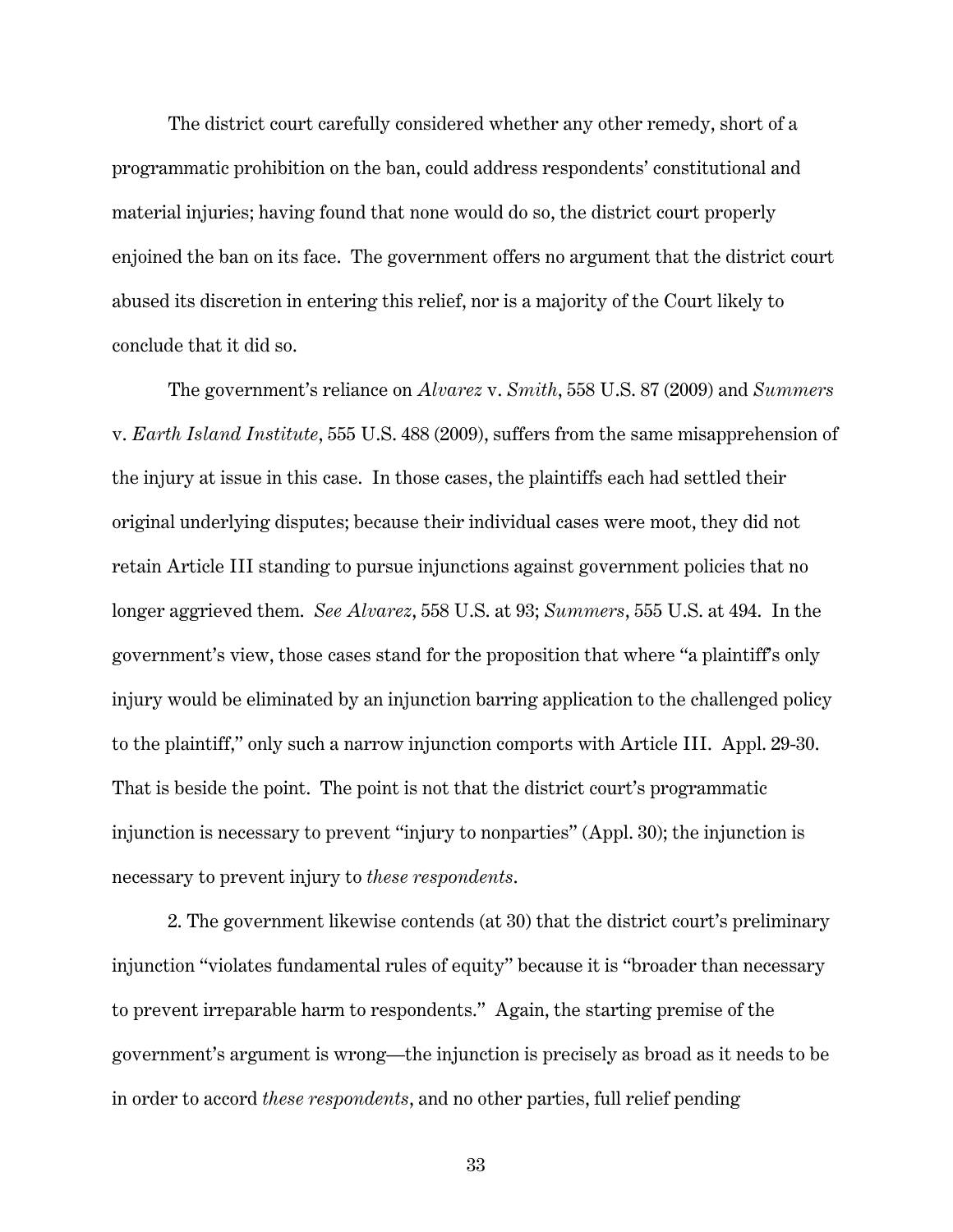The district court carefully considered whether any other remedy, short of a programmatic prohibition on the ban, could address respondents' constitutional and material injuries; having found that none would do so, the district court properly enjoined the ban on its face. The government offers no argument that the district court abused its discretion in entering this relief, nor is a majority of the Court likely to conclude that it did so.

The government's reliance on *Alvarez* v. *Smith*, 558 U.S. 87 (2009) and *Summers* v. *Earth Island Institute*, 555 U.S. 488 (2009), suffers from the same misapprehension of the injury at issue in this case. In those cases, the plaintiffs each had settled their original underlying disputes; because their individual cases were moot, they did not retain Article III standing to pursue injunctions against government policies that no longer aggrieved them. *See Alvarez*, 558 U.S. at 93; *Summers*, 555 U.S. at 494. In the government's view, those cases stand for the proposition that where "a plaintiff's only injury would be eliminated by an injunction barring application to the challenged policy to the plaintiff," only such a narrow injunction comports with Article III. Appl. 29-30. That is beside the point. The point is not that the district court's programmatic injunction is necessary to prevent "injury to nonparties" (Appl. 30); the injunction is necessary to prevent injury to *these respondents*.

2. The government likewise contends (at 30) that the district court's preliminary injunction "violates fundamental rules of equity" because it is "broader than necessary to prevent irreparable harm to respondents." Again, the starting premise of the government's argument is wrong—the injunction is precisely as broad as it needs to be in order to accord *these respondents*, and no other parties, full relief pending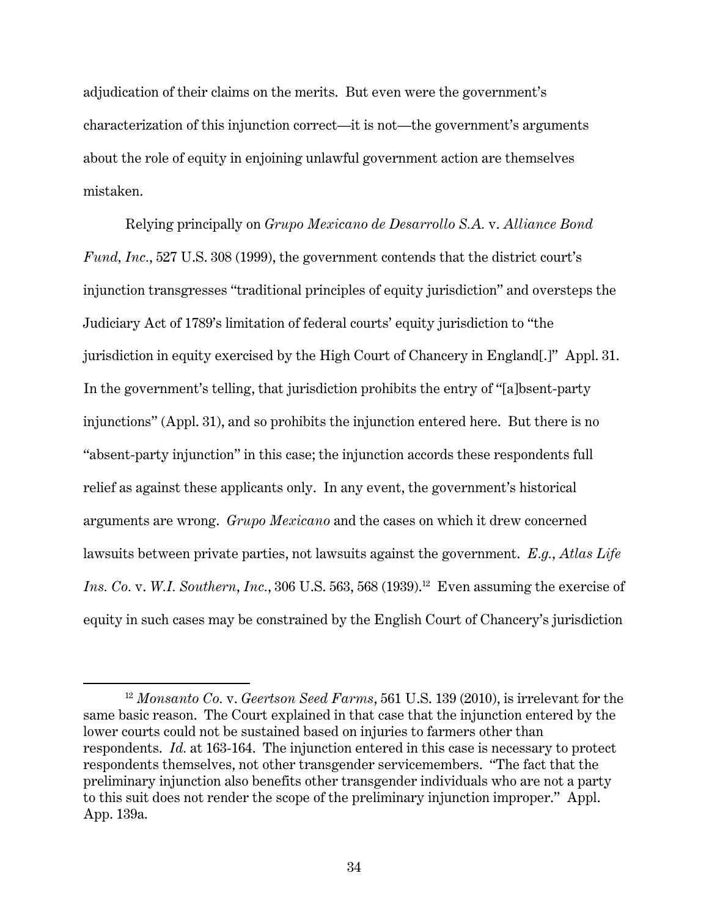adjudication of their claims on the merits. But even were the government's characterization of this injunction correct—it is not—the government's arguments about the role of equity in enjoining unlawful government action are themselves mistaken.

Relying principally on *Grupo Mexicano de Desarrollo S.A.* v. *Alliance Bond Fund, Inc.*, 527 U.S. 308 (1999), the government contends that the district court's injunction transgresses "traditional principles of equity jurisdiction" and oversteps the Judiciary Act of 1789's limitation of federal courts' equity jurisdiction to "the jurisdiction in equity exercised by the High Court of Chancery in England[.]" Appl. 31. In the government's telling, that jurisdiction prohibits the entry of "[a]bsent-party injunctions" (Appl. 31), and so prohibits the injunction entered here. But there is no "absent-party injunction" in this case; the injunction accords these respondents full relief as against these applicants only. In any event, the government's historical arguments are wrong. *Grupo Mexicano* and the cases on which it drew concerned lawsuits between private parties, not lawsuits against the government. *E.g.*, *Atlas Life Ins. Co.* v. *W.I. Southern, Inc.*, 306 U.S. 563, 568 (1939).[12] Even assuming the exercise of equity in such cases may be constrained by the English Court of Chancery's jurisdiction

---

[12] *Monsanto Co.* v. *Geertson Seed Farms*, 561 U.S. 139 (2010), is irrelevant for the same basic reason. The Court explained in that case that the injunction entered by the lower courts could not be sustained based on injuries to farmers other than respondents. *Id.* at 163-164. The injunction entered in this case is necessary to protect respondents themselves, not other transgender servicemembers. "The fact that the preliminary injunction also benefits other transgender individuals who are not a party to this suit does not render the scope of the preliminary injunction improper." Appl. App. 139a.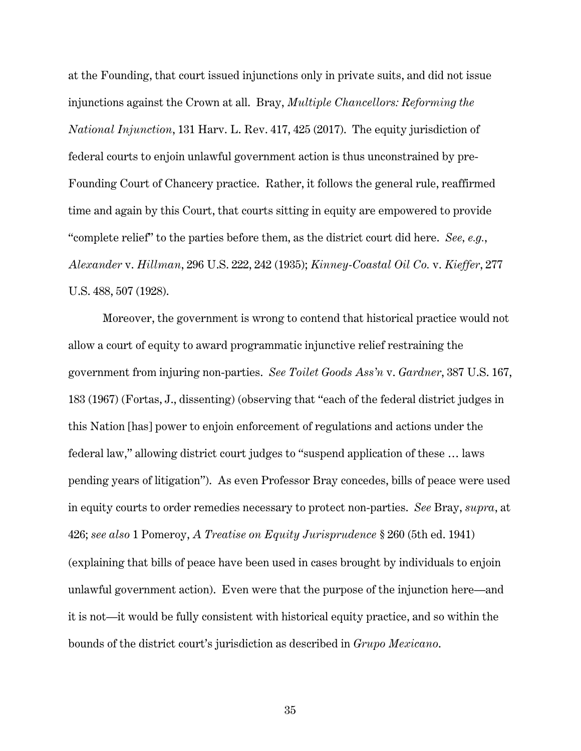at the Founding, that court issued injunctions only in private suits, and did not issue injunctions against the Crown at all. Bray, *Multiple Chancellors: Reforming the National Injunction*, 131 Harv. L. Rev. 417, 425 (2017). The equity jurisdiction of federal courts to enjoin unlawful government action is thus unconstrained by pre-Founding Court of Chancery practice. Rather, it follows the general rule, reaffirmed time and again by this Court, that courts sitting in equity are empowered to provide "complete relief" to the parties before them, as the district court did here. *See, e.g.*, *Alexander* v. *Hillman*, 296 U.S. 222, 242 (1935); *Kinney-Coastal Oil Co.* v. *Kieffer*, 277 U.S. 488, 507 (1928).

Moreover, the government is wrong to contend that historical practice would not allow a court of equity to award programmatic injunctive relief restraining the government from injuring non-parties. *See Toilet Goods Ass'n* v. *Gardner*, 387 U.S. 167, 183 (1967) (Fortas, J., dissenting) (observing that "each of the federal district judges in this Nation [has] power to enjoin enforcement of regulations and actions under the federal law," allowing district court judges to "suspend application of these … laws pending years of litigation"). As even Professor Bray concedes, bills of peace were used in equity courts to order remedies necessary to protect non-parties. *See* Bray, *supra*, at 426; *see also* 1 Pomeroy, *A Treatise on Equity Jurisprudence* § 260 (5th ed. 1941) (explaining that bills of peace have been used in cases brought by individuals to enjoin unlawful government action). Even were that the purpose of the injunction here—and it is not—it would be fully consistent with historical equity practice, and so within the bounds of the district court's jurisdiction as described in *Grupo Mexicano*.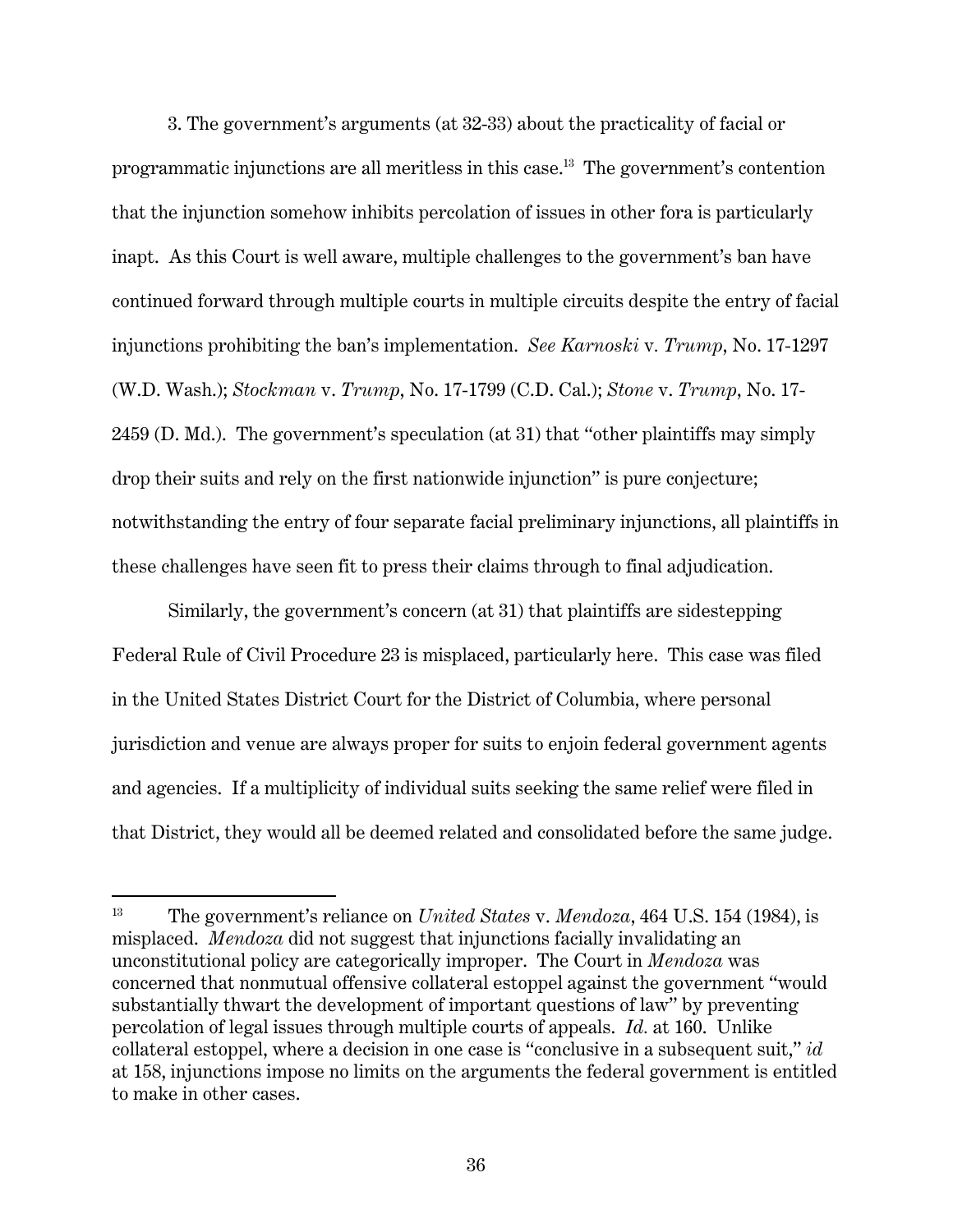3. The government's arguments (at 32-33) about the practicality of facial or programmatic injunctions are all meritless in this case.[13] The government's contention that the injunction somehow inhibits percolation of issues in other fora is particularly inapt. As this Court is well aware, multiple challenges to the government's ban have continued forward through multiple courts in multiple circuits despite the entry of facial injunctions prohibiting the ban's implementation. *See Karnoski* v. *Trump*, No. 17-1297 (W.D. Wash.); *Stockman* v. *Trump*, No. 17-1799 (C.D. Cal.); *Stone* v. *Trump*, No. 17-2459 (D. Md.). The government's speculation (at 31) that "other plaintiffs may simply drop their suits and rely on the first nationwide injunction" is pure conjecture; notwithstanding the entry of four separate facial preliminary injunctions, all plaintiffs in these challenges have seen fit to press their claims through to final adjudication.

Similarly, the government's concern (at 31) that plaintiffs are sidestepping Federal Rule of Civil Procedure 23 is misplaced, particularly here. This case was filed in the United States District Court for the District of Columbia, where personal jurisdiction and venue are always proper for suits to enjoin federal government agents and agencies. If a multiplicity of individual suits seeking the same relief were filed in that District, they would all be deemed related and consolidated before the same judge.

---

[13] The government's reliance on *United States* v. *Mendoza*, 464 U.S. 154 (1984), is misplaced. *Mendoza* did not suggest that injunctions facially invalidating an unconstitutional policy are categorically improper. The Court in *Mendoza* was concerned that nonmutual offensive collateral estoppel against the government "would substantially thwart the development of important questions of law" by preventing percolation of legal issues through multiple courts of appeals. *Id.* at 160. Unlike collateral estoppel, where a decision in one case is "conclusive in a subsequent suit," *id* at 158, injunctions impose no limits on the arguments the federal government is entitled to make in other cases.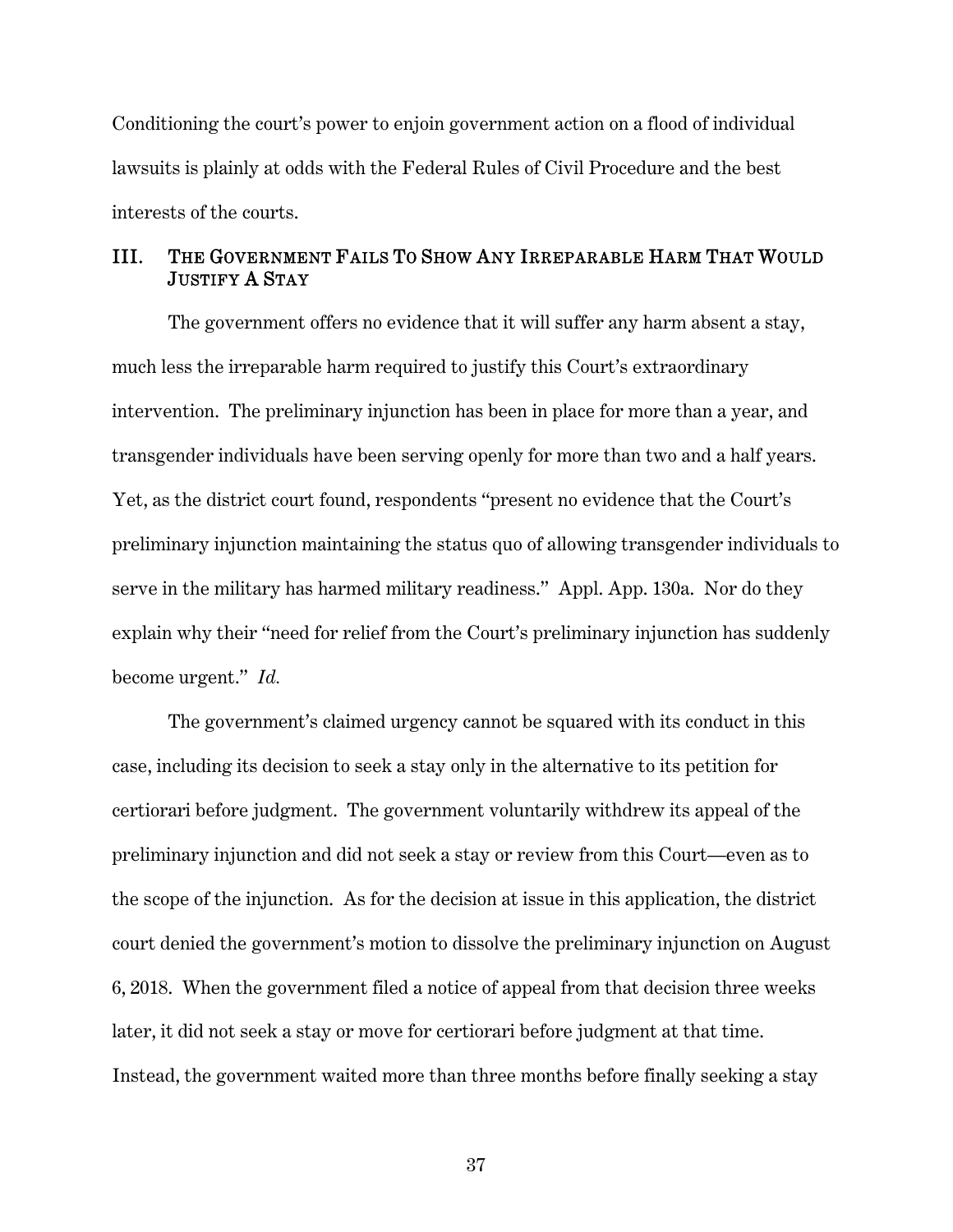Conditioning the court's power to enjoin government action on a flood of individual lawsuits is plainly at odds with the Federal Rules of Civil Procedure and the best interests of the courts.

## III. The Government Fails To Show Any Irreparable Harm That Would Justify A Stay

The government offers no evidence that it will suffer any harm absent a stay, much less the irreparable harm required to justify this Court's extraordinary intervention. The preliminary injunction has been in place for more than a year, and transgender individuals have been serving openly for more than two and a half years. Yet, as the district court found, respondents "present no evidence that the Court's preliminary injunction maintaining the status quo of allowing transgender individuals to serve in the military has harmed military readiness." Appl. App. 130a. Nor do they explain why their "need for relief from the Court's preliminary injunction has suddenly become urgent." *Id.*

The government's claimed urgency cannot be squared with its conduct in this case, including its decision to seek a stay only in the alternative to its petition for certiorari before judgment. The government voluntarily withdrew its appeal of the preliminary injunction and did not seek a stay or review from this Court—even as to the scope of the injunction. As for the decision at issue in this application, the district court denied the government's motion to dissolve the preliminary injunction on August 6, 2018. When the government filed a notice of appeal from that decision three weeks later, it did not seek a stay or move for certiorari before judgment at that time. Instead, the government waited more than three months before finally seeking a stay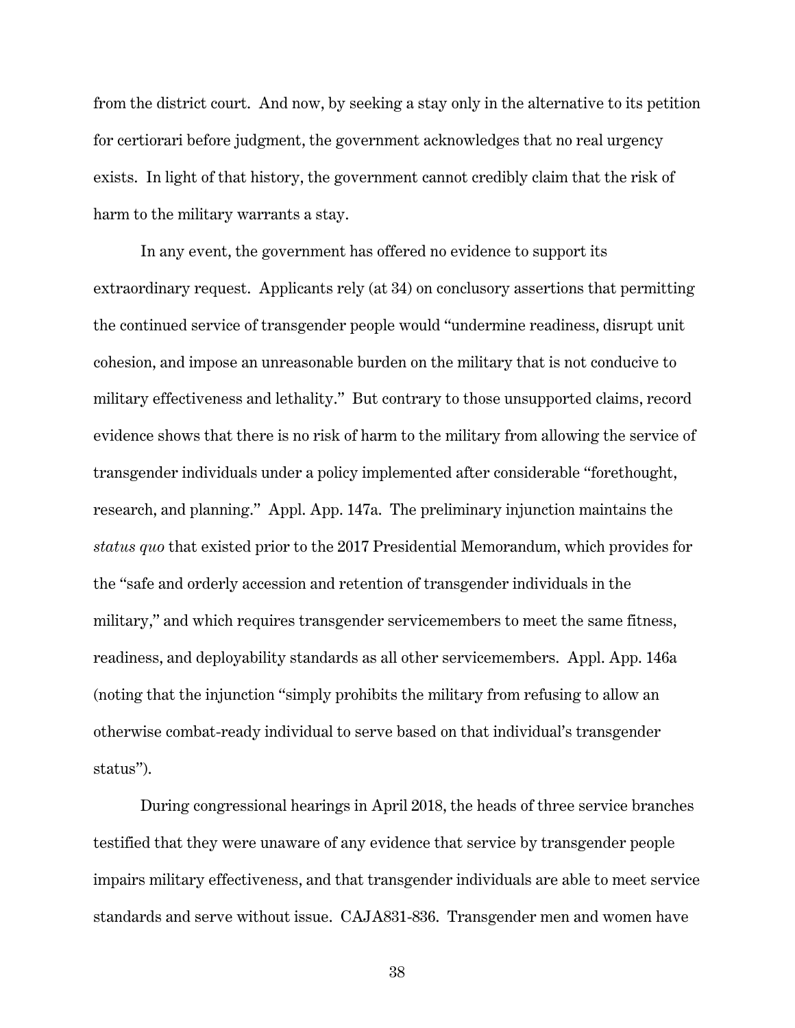from the district court. And now, by seeking a stay only in the alternative to its petition for certiorari before judgment, the government acknowledges that no real urgency exists. In light of that history, the government cannot credibly claim that the risk of harm to the military warrants a stay.

In any event, the government has offered no evidence to support its extraordinary request. Applicants rely (at 34) on conclusory assertions that permitting the continued service of transgender people would "undermine readiness, disrupt unit cohesion, and impose an unreasonable burden on the military that is not conducive to military effectiveness and lethality." But contrary to those unsupported claims, record evidence shows that there is no risk of harm to the military from allowing the service of transgender individuals under a policy implemented after considerable "forethought, research, and planning." Appl. App. 147a. The preliminary injunction maintains the *status quo* that existed prior to the 2017 Presidential Memorandum, which provides for the "safe and orderly accession and retention of transgender individuals in the military," and which requires transgender servicemembers to meet the same fitness, readiness, and deployability standards as all other servicemembers. Appl. App. 146a (noting that the injunction "simply prohibits the military from refusing to allow an otherwise combat-ready individual to serve based on that individual's transgender status").

During congressional hearings in April 2018, the heads of three service branches testified that they were unaware of any evidence that service by transgender people impairs military effectiveness, and that transgender individuals are able to meet service standards and serve without issue. CAJA831-836. Transgender men and women have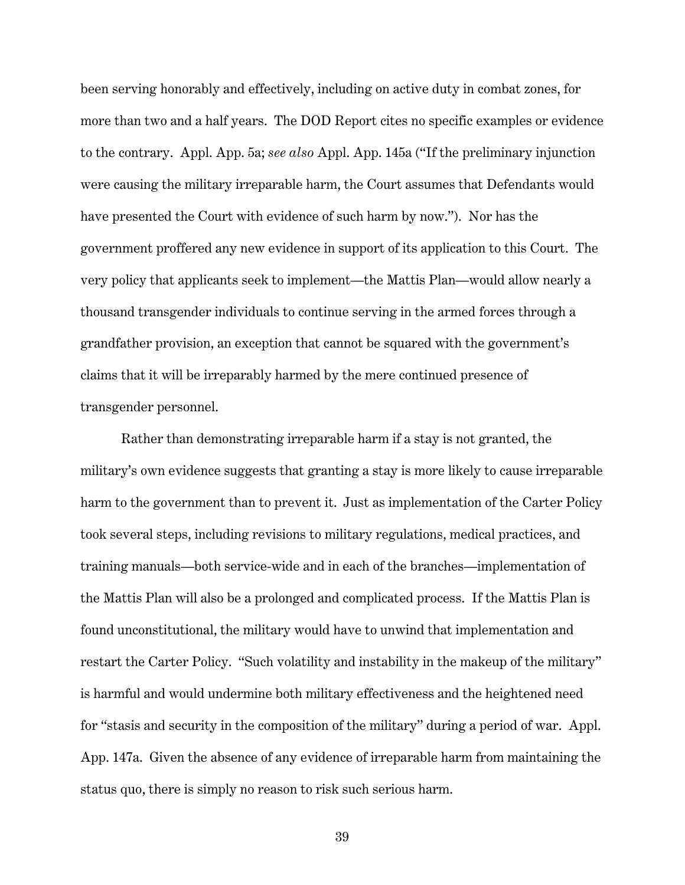been serving honorably and effectively, including on active duty in combat zones, for more than two and a half years. The DOD Report cites no specific examples or evidence to the contrary. Appl. App. 5a; *see also* Appl. App. 145a ("If the preliminary injunction were causing the military irreparable harm, the Court assumes that Defendants would have presented the Court with evidence of such harm by now."). Nor has the government proffered any new evidence in support of its application to this Court. The very policy that applicants seek to implement—the Mattis Plan—would allow nearly a thousand transgender individuals to continue serving in the armed forces through a grandfather provision, an exception that cannot be squared with the government's claims that it will be irreparably harmed by the mere continued presence of transgender personnel.

Rather than demonstrating irreparable harm if a stay is not granted, the military's own evidence suggests that granting a stay is more likely to cause irreparable harm to the government than to prevent it. Just as implementation of the Carter Policy took several steps, including revisions to military regulations, medical practices, and training manuals—both service-wide and in each of the branches—implementation of the Mattis Plan will also be a prolonged and complicated process. If the Mattis Plan is found unconstitutional, the military would have to unwind that implementation and restart the Carter Policy. "Such volatility and instability in the makeup of the military" is harmful and would undermine both military effectiveness and the heightened need for "stasis and security in the composition of the military" during a period of war. Appl. App. 147a. Given the absence of any evidence of irreparable harm from maintaining the status quo, there is simply no reason to risk such serious harm.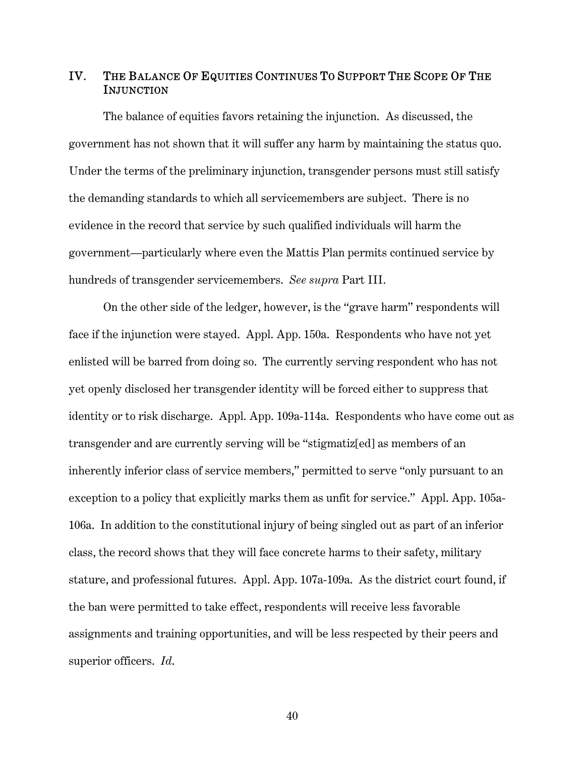## IV. The Balance Of Equities Continues To Support The Scope Of The Injunction

The balance of equities favors retaining the injunction. As discussed, the government has not shown that it will suffer any harm by maintaining the status quo. Under the terms of the preliminary injunction, transgender persons must still satisfy the demanding standards to which all servicemembers are subject. There is no evidence in the record that service by such qualified individuals will harm the government—particularly where even the Mattis Plan permits continued service by hundreds of transgender servicemembers. *See supra* Part III.

On the other side of the ledger, however, is the "grave harm" respondents will face if the injunction were stayed. Appl. App. 150a. Respondents who have not yet enlisted will be barred from doing so. The currently serving respondent who has not yet openly disclosed her transgender identity will be forced either to suppress that identity or to risk discharge. Appl. App. 109a-114a. Respondents who have come out as transgender and are currently serving will be "stigmatiz[ed] as members of an inherently inferior class of service members," permitted to serve "only pursuant to an exception to a policy that explicitly marks them as unfit for service." Appl. App. 105a-106a. In addition to the constitutional injury of being singled out as part of an inferior class, the record shows that they will face concrete harms to their safety, military stature, and professional futures. Appl. App. 107a-109a. As the district court found, if the ban were permitted to take effect, respondents will receive less favorable assignments and training opportunities, and will be less respected by their peers and superior officers. *Id.*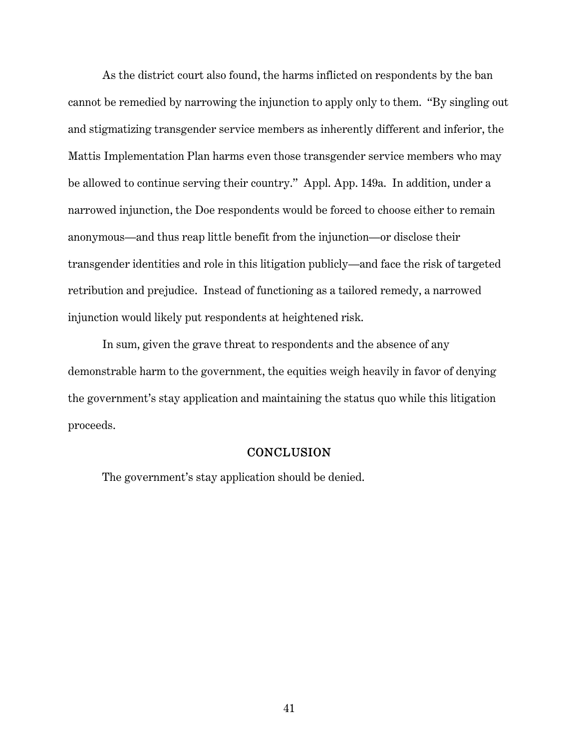As the district court also found, the harms inflicted on respondents by the ban cannot be remedied by narrowing the injunction to apply only to them. "By singling out and stigmatizing transgender service members as inherently different and inferior, the Mattis Implementation Plan harms even those transgender service members who may be allowed to continue serving their country." Appl. App. 149a. In addition, under a narrowed injunction, the Doe respondents would be forced to choose either to remain anonymous—and thus reap little benefit from the injunction—or disclose their transgender identities and role in this litigation publicly—and face the risk of targeted retribution and prejudice. Instead of functioning as a tailored remedy, a narrowed injunction would likely put respondents at heightened risk.

In sum, given the grave threat to respondents and the absence of any demonstrable harm to the government, the equities weigh heavily in favor of denying the government's stay application and maintaining the status quo while this litigation proceeds.

## CONCLUSION

The government's stay application should be denied.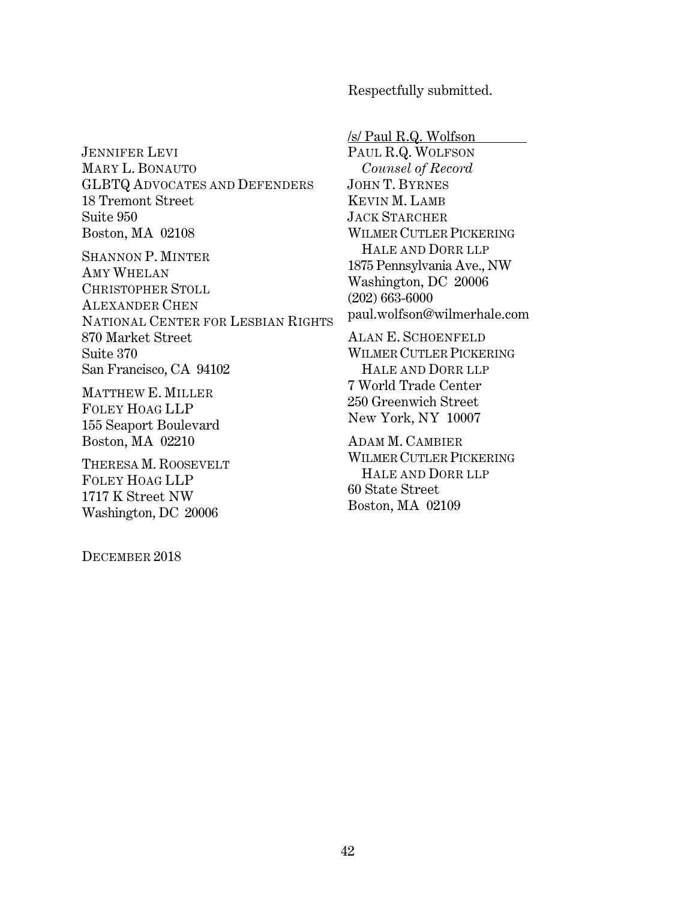Respectfully submitted.

/s/ Paul R.Q. Wolfson
PAUL R.Q. WOLFSON
*Counsel of Record*
JOHN T. BYRNES
KEVIN M. LAMB
JACK STARCHER
WILMER CUTLER PICKERING
HALE AND DORR LLP
1875 Pennsylvania Ave., NW
Washington, DC 20006
(202) 663-6000
paul.wolfson@wilmerhale.com

ALAN E. SCHOENFELD
WILMER CUTLER PICKERING
HALE AND DORR LLP
7 World Trade Center
250 Greenwich Street
New York, NY 10007

ADAM M. CAMBIER
WILMER CUTLER PICKERING
HALE AND DORR LLP
60 State Street
Boston, MA 02109

JENNIFER LEVI
MARY L. BONAUTO
GLBTQ ADVOCATES AND DEFENDERS
18 Tremont Street
Suite 950
Boston, MA 02108

SHANNON P. MINTER
AMY WHELAN
CHRISTOPHER STOLL
ALEXANDER CHEN
NATIONAL CENTER FOR LESBIAN RIGHTS
870 Market Street
Suite 370
San Francisco, CA 94102

MATTHEW E. MILLER
FOLEY HOAG LLP
155 Seaport Boulevard
Boston, MA 02210

THERESA M. ROOSEVELT
FOLEY HOAG LLP
1717 K Street NW
Washington, DC 20006

DECEMBER 2018